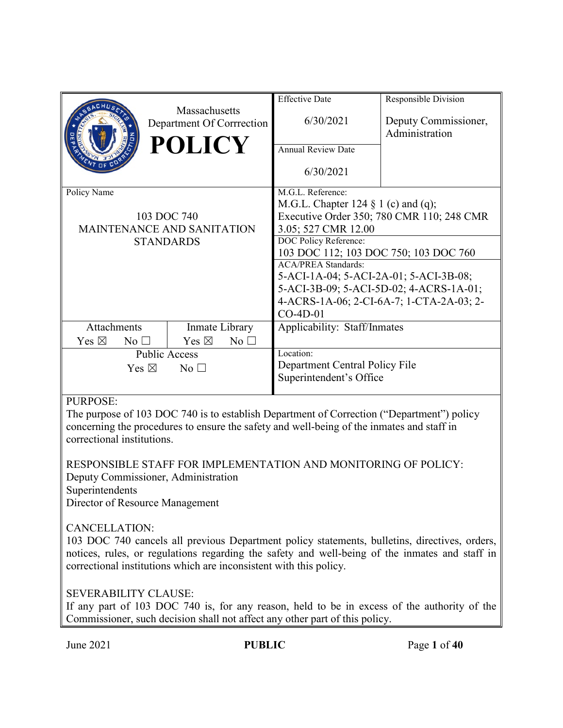| Massachusetts Department Of Corrrection **POLICY** | Effective Date<br>6/30/2021 | Responsible Division<br>Deputy Commissioner, Administration |
|---|---|---|
| | Annual Review Date<br>6/30/2021 | |

| Policy Name | M.G.L. Reference: |
|---|---|
| 103 DOC 740<br>MAINTENANCE AND SANITATION STANDARDS | M.G.L. Chapter 124 § 1 (c) and (q); Executive Order 350; 780 CMR 110; 248 CMR 3.05; 527 CMR 12.00 |
| | DOC Policy Reference:<br>103 DOC 112; 103 DOC 750; 103 DOC 760 |
| | ACA/PREA Standards:<br>5-ACI-1A-04; 5-ACI-2A-01; 5-ACI-3B-08; 5-ACI-3B-09; 5-ACI-5D-02; 4-ACRS-1A-01; 4-ACRS-1A-06; 2-CI-6A-7; 1-CTA-2A-03; 2-CO-4D-01 |

| Attachments | Inmate Library | Applicability: Staff/Inmates |
|---|---|---|
| Yes ☒ No ☐ | Yes ☒ No ☐ | |
| Public Access<br>Yes ☒ No ☐ | | Location:<br>Department Central Policy File<br>Superintendent's Office |

PURPOSE:
The purpose of 103 DOC 740 is to establish Department of Correction ("Department") policy concerning the procedures to ensure the safety and well-being of the inmates and staff in correctional institutions.

RESPONSIBLE STAFF FOR IMPLEMENTATION AND MONITORING OF POLICY:
Deputy Commissioner, Administration
Superintendents
Director of Resource Management

CANCELLATION:
103 DOC 740 cancels all previous Department policy statements, bulletins, directives, orders, notices, rules, or regulations regarding the safety and well-being of the inmates and staff in correctional institutions which are inconsistent with this policy.

SEVERABILITY CLAUSE:
If any part of 103 DOC 740 is, for any reason, held to be in excess of the authority of the Commissioner, such decision shall not affect any other part of this policy.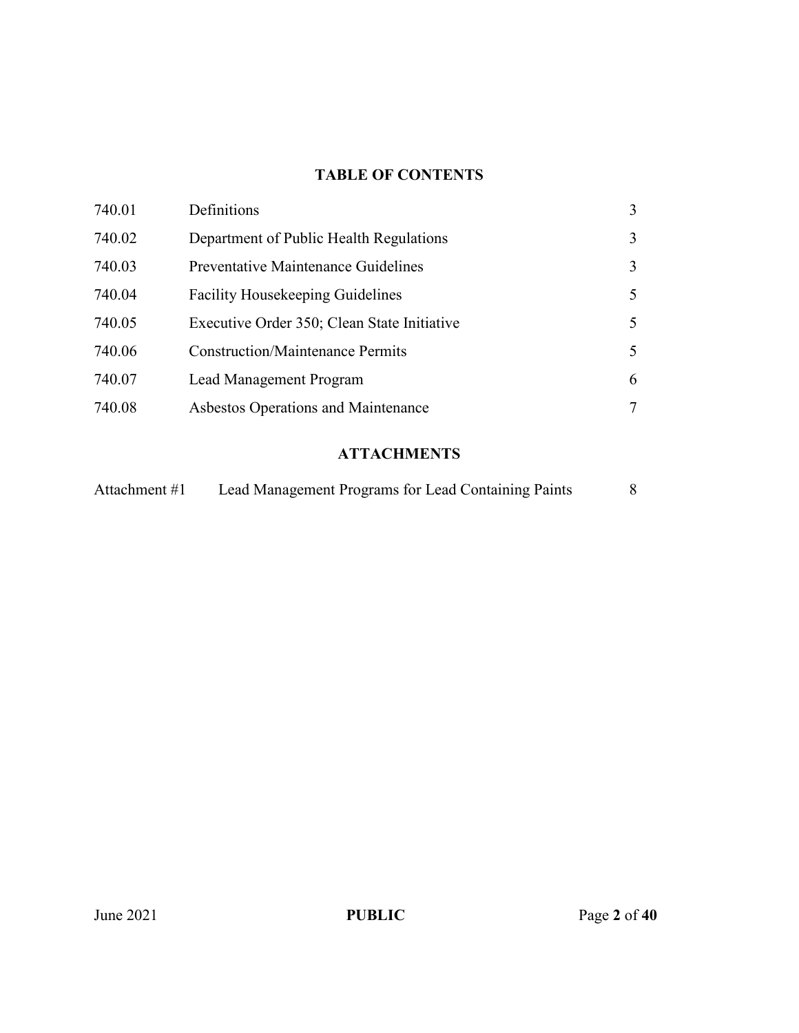## TABLE OF CONTENTS

| | | |
|---|---|---|
| 740.01 | Definitions | 3 |
| 740.02 | Department of Public Health Regulations | 3 |
| 740.03 | Preventative Maintenance Guidelines | 3 |
| 740.04 | Facility Housekeeping Guidelines | 5 |
| 740.05 | Executive Order 350; Clean State Initiative | 5 |
| 740.06 | Construction/Maintenance Permits | 5 |
| 740.07 | Lead Management Program | 6 |
| 740.08 | Asbestos Operations and Maintenance | 7 |

## ATTACHMENTS

| | | |
|---|---|---|
| Attachment #1 | Lead Management Programs for Lead Containing Paints | 8 |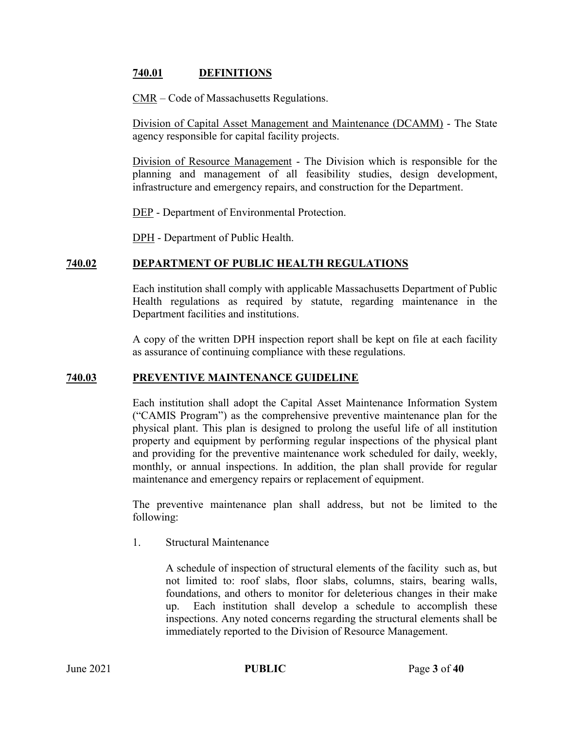## 740.01 DEFINITIONS

<u>CMR</u> – Code of Massachusetts Regulations.

<u>Division of Capital Asset Management and Maintenance (DCAMM)</u> - The State agency responsible for capital facility projects.

<u>Division of Resource Management</u> - The Division which is responsible for the planning and management of all feasibility studies, design development, infrastructure and emergency repairs, and construction for the Department.

<u>DEP</u> - Department of Environmental Protection.

<u>DPH</u> - Department of Public Health.

## 740.02 DEPARTMENT OF PUBLIC HEALTH REGULATIONS

Each institution shall comply with applicable Massachusetts Department of Public Health regulations as required by statute, regarding maintenance in the Department facilities and institutions.

A copy of the written DPH inspection report shall be kept on file at each facility as assurance of continuing compliance with these regulations.

## 740.03 PREVENTIVE MAINTENANCE GUIDELINE

Each institution shall adopt the Capital Asset Maintenance Information System ("CAMIS Program") as the comprehensive preventive maintenance plan for the physical plant. This plan is designed to prolong the useful life of all institution property and equipment by performing regular inspections of the physical plant and providing for the preventive maintenance work scheduled for daily, weekly, monthly, or annual inspections. In addition, the plan shall provide for regular maintenance and emergency repairs or replacement of equipment.

The preventive maintenance plan shall address, but not be limited to the following:

1. Structural Maintenance

   A schedule of inspection of structural elements of the facility such as, but not limited to: roof slabs, floor slabs, columns, stairs, bearing walls, foundations, and others to monitor for deleterious changes in their make up. Each institution shall develop a schedule to accomplish these inspections. Any noted concerns regarding the structural elements shall be immediately reported to the Division of Resource Management.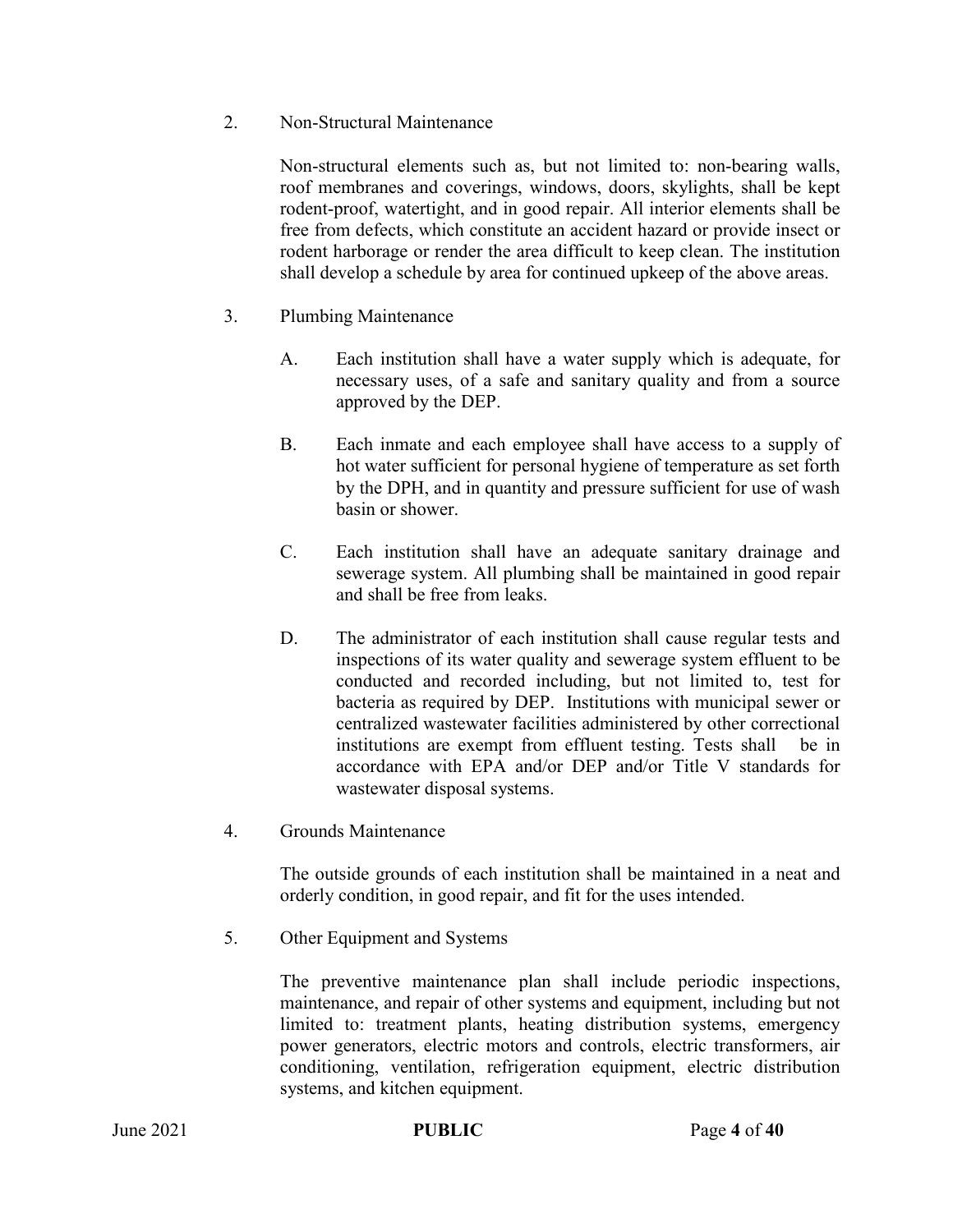2. Non-Structural Maintenance

   Non-structural elements such as, but not limited to: non-bearing walls, roof membranes and coverings, windows, doors, skylights, shall be kept rodent-proof, watertight, and in good repair. All interior elements shall be free from defects, which constitute an accident hazard or provide insect or rodent harborage or render the area difficult to keep clean. The institution shall develop a schedule by area for continued upkeep of the above areas.

3. Plumbing Maintenance

   A. Each institution shall have a water supply which is adequate, for necessary uses, of a safe and sanitary quality and from a source approved by the DEP.

   B. Each inmate and each employee shall have access to a supply of hot water sufficient for personal hygiene of temperature as set forth by the DPH, and in quantity and pressure sufficient for use of wash basin or shower.

   C. Each institution shall have an adequate sanitary drainage and sewerage system. All plumbing shall be maintained in good repair and shall be free from leaks.

   D. The administrator of each institution shall cause regular tests and inspections of its water quality and sewerage system effluent to be conducted and recorded including, but not limited to, test for bacteria as required by DEP. Institutions with municipal sewer or centralized wastewater facilities administered by other correctional institutions are exempt from effluent testing. Tests shall be in accordance with EPA and/or DEP and/or Title V standards for wastewater disposal systems.

4. Grounds Maintenance

   The outside grounds of each institution shall be maintained in a neat and orderly condition, in good repair, and fit for the uses intended.

5. Other Equipment and Systems

   The preventive maintenance plan shall include periodic inspections, maintenance, and repair of other systems and equipment, including but not limited to: treatment plants, heating distribution systems, emergency power generators, electric motors and controls, electric transformers, air conditioning, ventilation, refrigeration equipment, electric distribution systems, and kitchen equipment.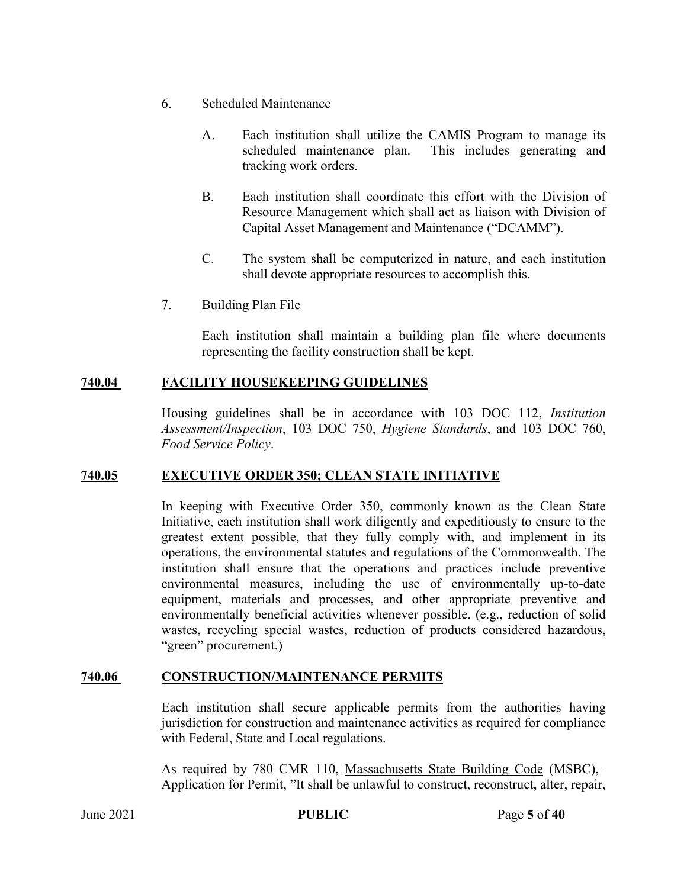6. Scheduled Maintenance

   A. Each institution shall utilize the CAMIS Program to manage its scheduled maintenance plan. This includes generating and tracking work orders.

   B. Each institution shall coordinate this effort with the Division of Resource Management which shall act as liaison with Division of Capital Asset Management and Maintenance ("DCAMM").

   C. The system shall be computerized in nature, and each institution shall devote appropriate resources to accomplish this.

7. Building Plan File

   Each institution shall maintain a building plan file where documents representing the facility construction shall be kept.

## 740.04 FACILITY HOUSEKEEPING GUIDELINES

Housing guidelines shall be in accordance with 103 DOC 112, *Institution Assessment/Inspection*, 103 DOC 750, *Hygiene Standards*, and 103 DOC 760, *Food Service Policy*.

## 740.05 EXECUTIVE ORDER 350; CLEAN STATE INITIATIVE

In keeping with Executive Order 350, commonly known as the Clean State Initiative, each institution shall work diligently and expeditiously to ensure to the greatest extent possible, that they fully comply with, and implement in its operations, the environmental statutes and regulations of the Commonwealth. The institution shall ensure that the operations and practices include preventive environmental measures, including the use of environmentally up-to-date equipment, materials and processes, and other appropriate preventive and environmentally beneficial activities whenever possible. (e.g., reduction of solid wastes, recycling special wastes, reduction of products considered hazardous, "green" procurement.)

## 740.06 CONSTRUCTION/MAINTENANCE PERMITS

Each institution shall secure applicable permits from the authorities having jurisdiction for construction and maintenance activities as required for compliance with Federal, State and Local regulations.

As required by 780 CMR 110, Massachusetts State Building Code (MSBC),– Application for Permit, "It shall be unlawful to construct, reconstruct, alter, repair,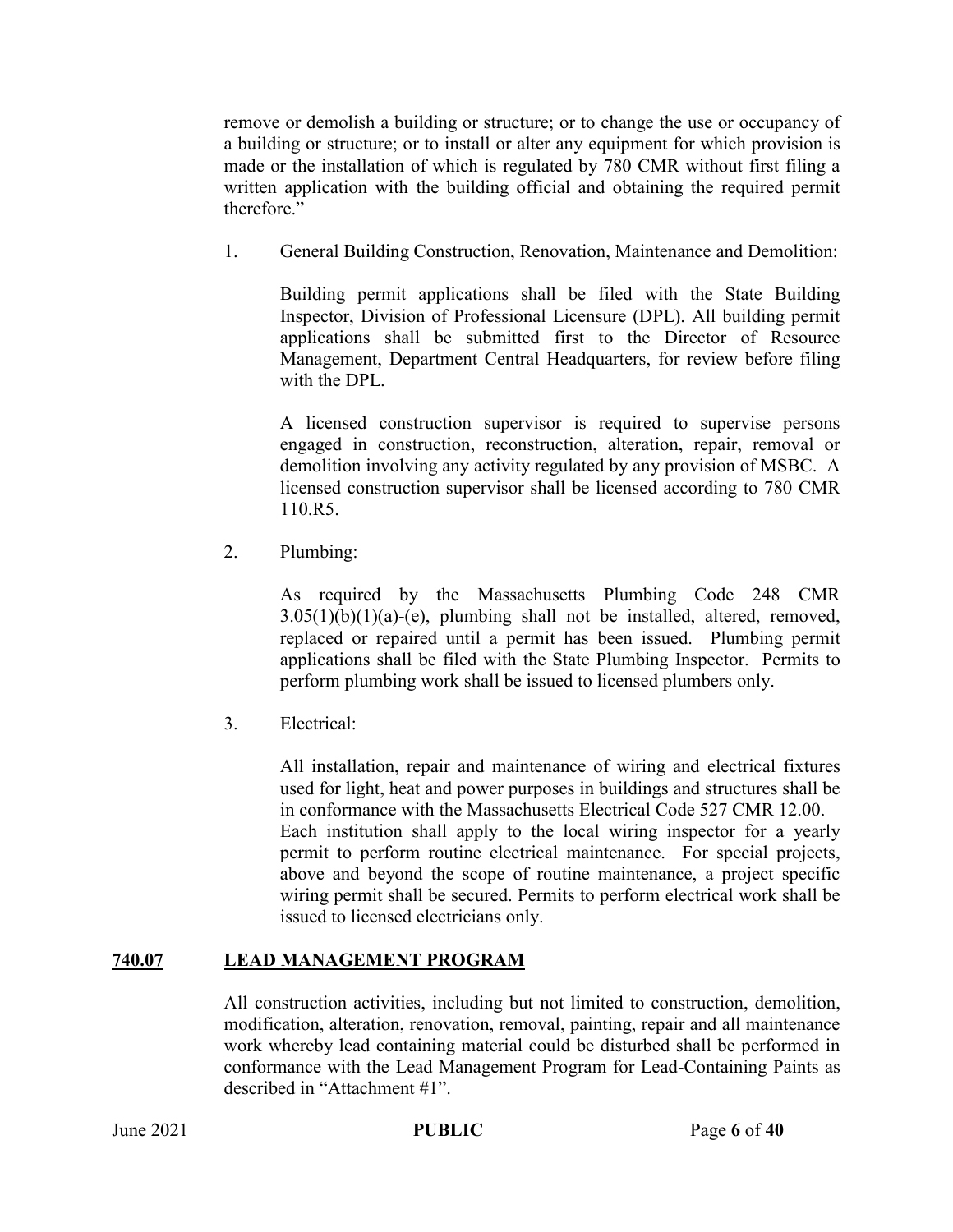remove or demolish a building or structure; or to change the use or occupancy of a building or structure; or to install or alter any equipment for which provision is made or the installation of which is regulated by 780 CMR without first filing a written application with the building official and obtaining the required permit therefore."

1. General Building Construction, Renovation, Maintenance and Demolition:

   Building permit applications shall be filed with the State Building Inspector, Division of Professional Licensure (DPL). All building permit applications shall be submitted first to the Director of Resource Management, Department Central Headquarters, for review before filing with the DPL.

   A licensed construction supervisor is required to supervise persons engaged in construction, reconstruction, alteration, repair, removal or demolition involving any activity regulated by any provision of MSBC. A licensed construction supervisor shall be licensed according to 780 CMR 110.R5.

2. Plumbing:

   As required by the Massachusetts Plumbing Code 248 CMR 3.05(1)(b)(1)(a)-(e), plumbing shall not be installed, altered, removed, replaced or repaired until a permit has been issued. Plumbing permit applications shall be filed with the State Plumbing Inspector. Permits to perform plumbing work shall be issued to licensed plumbers only.

3. Electrical:

   All installation, repair and maintenance of wiring and electrical fixtures used for light, heat and power purposes in buildings and structures shall be in conformance with the Massachusetts Electrical Code 527 CMR 12.00. Each institution shall apply to the local wiring inspector for a yearly permit to perform routine electrical maintenance. For special projects, above and beyond the scope of routine maintenance, a project specific wiring permit shall be secured. Permits to perform electrical work shall be issued to licensed electricians only.

## 740.07 LEAD MANAGEMENT PROGRAM

All construction activities, including but not limited to construction, demolition, modification, alteration, renovation, removal, painting, repair and all maintenance work whereby lead containing material could be disturbed shall be performed in conformance with the Lead Management Program for Lead-Containing Paints as described in "Attachment #1".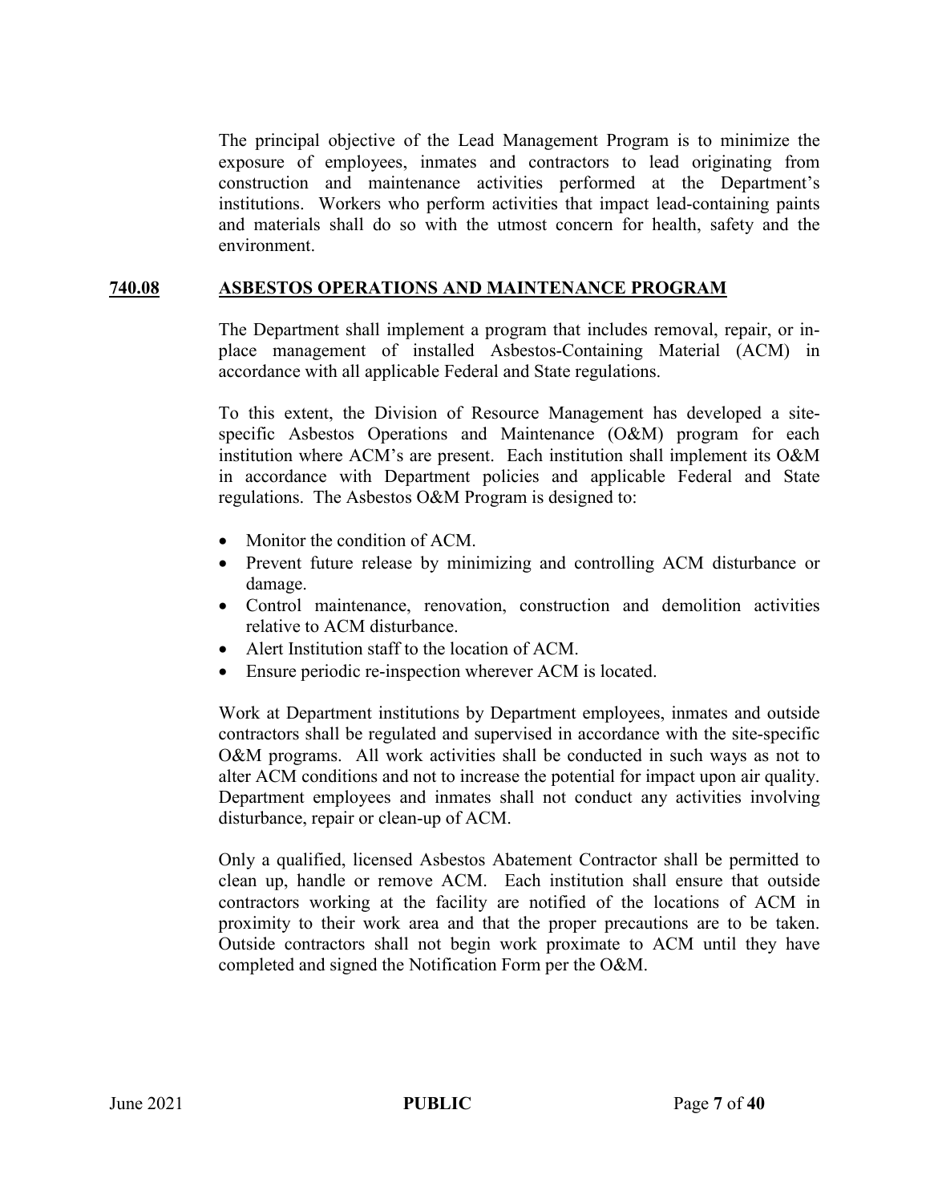The principal objective of the Lead Management Program is to minimize the exposure of employees, inmates and contractors to lead originating from construction and maintenance activities performed at the Department's institutions. Workers who perform activities that impact lead-containing paints and materials shall do so with the utmost concern for health, safety and the environment.

## 740.08 ASBESTOS OPERATIONS AND MAINTENANCE PROGRAM

The Department shall implement a program that includes removal, repair, or in-place management of installed Asbestos-Containing Material (ACM) in accordance with all applicable Federal and State regulations.

To this extent, the Division of Resource Management has developed a site-specific Asbestos Operations and Maintenance (O&M) program for each institution where ACM's are present. Each institution shall implement its O&M in accordance with Department policies and applicable Federal and State regulations. The Asbestos O&M Program is designed to:

- Monitor the condition of ACM.
- Prevent future release by minimizing and controlling ACM disturbance or damage.
- Control maintenance, renovation, construction and demolition activities relative to ACM disturbance.
- Alert Institution staff to the location of ACM.
- Ensure periodic re-inspection wherever ACM is located.

Work at Department institutions by Department employees, inmates and outside contractors shall be regulated and supervised in accordance with the site-specific O&M programs. All work activities shall be conducted in such ways as not to alter ACM conditions and not to increase the potential for impact upon air quality. Department employees and inmates shall not conduct any activities involving disturbance, repair or clean-up of ACM.

Only a qualified, licensed Asbestos Abatement Contractor shall be permitted to clean up, handle or remove ACM. Each institution shall ensure that outside contractors working at the facility are notified of the locations of ACM in proximity to their work area and that the proper precautions are to be taken. Outside contractors shall not begin work proximate to ACM until they have completed and signed the Notification Form per the O&M.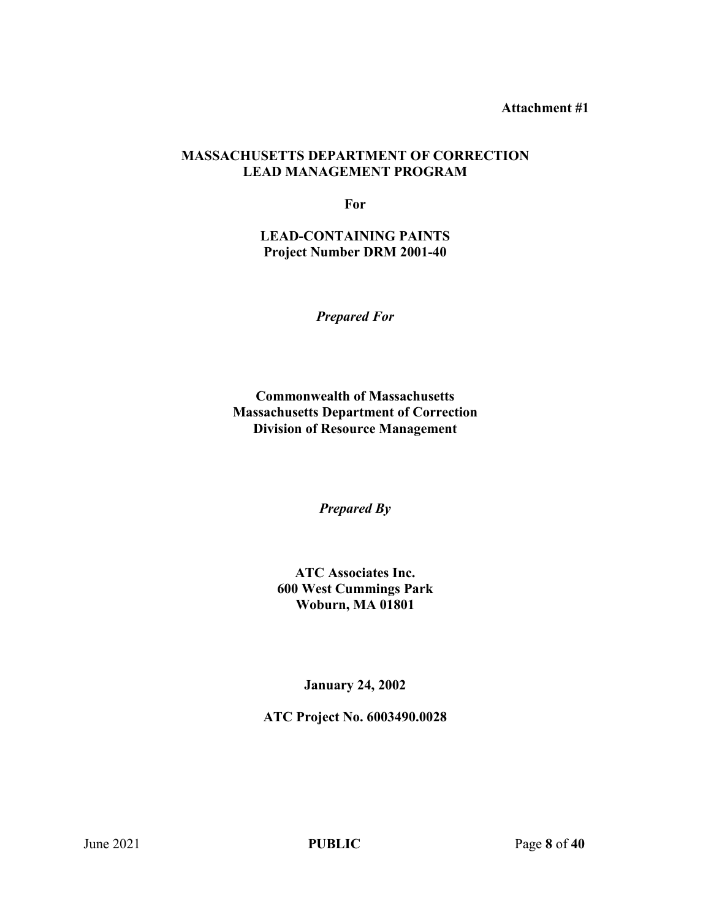**Attachment #1**

# MASSACHUSETTS DEPARTMENT OF CORRECTION LEAD MANAGEMENT PROGRAM

**For**

## LEAD-CONTAINING PAINTS
**Project Number DRM 2001-40**

***Prepared For***

**Commonwealth of Massachusetts**
**Massachusetts Department of Correction**
**Division of Resource Management**

***Prepared By***

**ATC Associates Inc.**
**600 West Cummings Park**
**Woburn, MA 01801**

**January 24, 2002**

**ATC Project No. 6003490.0028**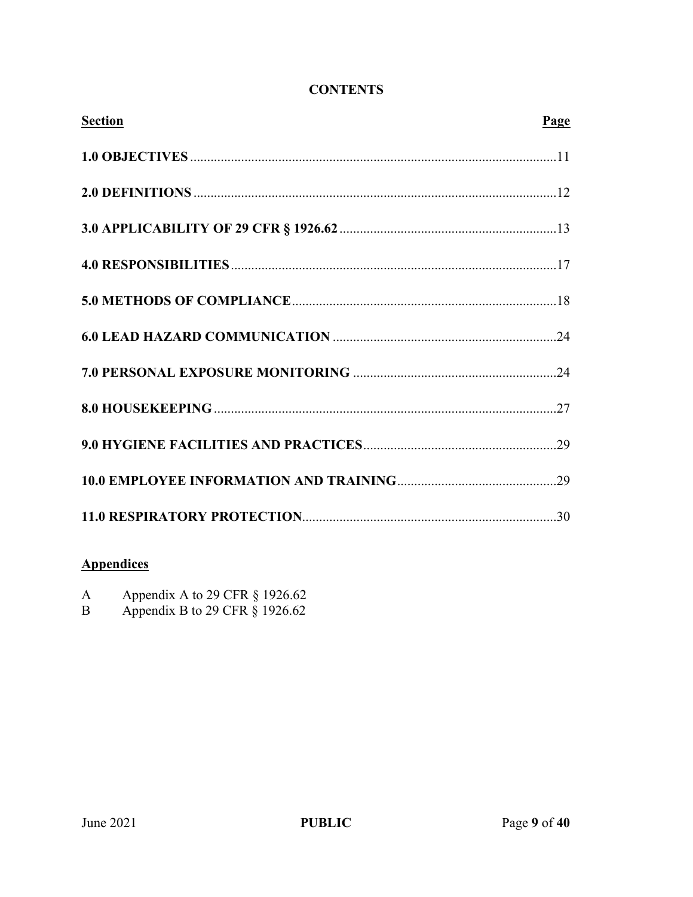# CONTENTS

| Section | Page |
|---|---|
| **1.0 OBJECTIVES** | 11 |
| **2.0 DEFINITIONS** | 12 |
| **3.0 APPLICABILITY OF 29 CFR § 1926.62** | 13 |
| **4.0 RESPONSIBILITIES** | 17 |
| **5.0 METHODS OF COMPLIANCE** | 18 |
| **6.0 LEAD HAZARD COMMUNICATION** | 24 |
| **7.0 PERSONAL EXPOSURE MONITORING** | 24 |
| **8.0 HOUSEKEEPING** | 27 |
| **9.0 HYGIENE FACILITIES AND PRACTICES** | 29 |
| **10.0 EMPLOYEE INFORMATION AND TRAINING** | 29 |
| **11.0 RESPIRATORY PROTECTION** | 30 |

**Appendices**

A Appendix A to 29 CFR § 1926.62

B Appendix B to 29 CFR § 1926.62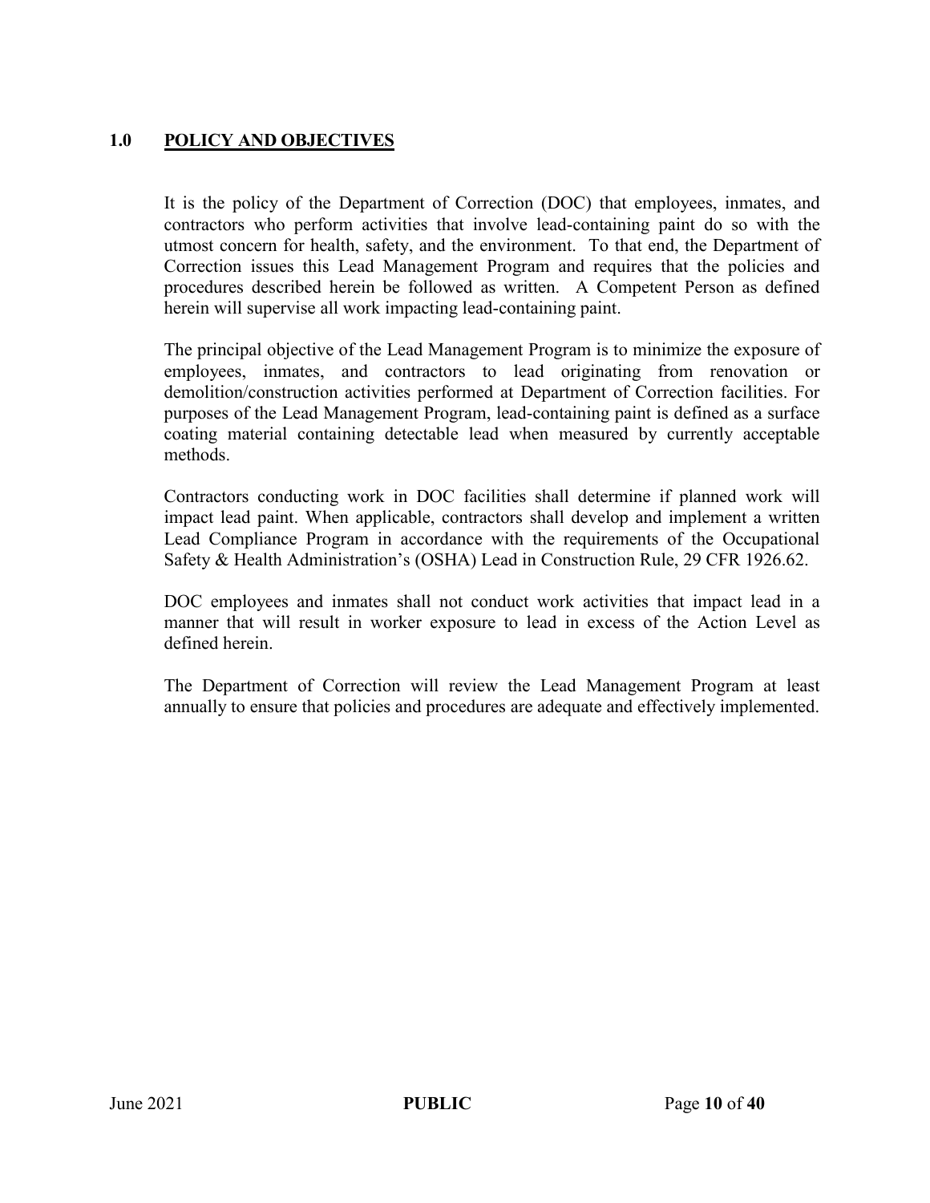## 1.0 POLICY AND OBJECTIVES

It is the policy of the Department of Correction (DOC) that employees, inmates, and contractors who perform activities that involve lead-containing paint do so with the utmost concern for health, safety, and the environment. To that end, the Department of Correction issues this Lead Management Program and requires that the policies and procedures described herein be followed as written. A Competent Person as defined herein will supervise all work impacting lead-containing paint.

The principal objective of the Lead Management Program is to minimize the exposure of employees, inmates, and contractors to lead originating from renovation or demolition/construction activities performed at Department of Correction facilities. For purposes of the Lead Management Program, lead-containing paint is defined as a surface coating material containing detectable lead when measured by currently acceptable methods.

Contractors conducting work in DOC facilities shall determine if planned work will impact lead paint. When applicable, contractors shall develop and implement a written Lead Compliance Program in accordance with the requirements of the Occupational Safety & Health Administration's (OSHA) Lead in Construction Rule, 29 CFR 1926.62.

DOC employees and inmates shall not conduct work activities that impact lead in a manner that will result in worker exposure to lead in excess of the Action Level as defined herein.

The Department of Correction will review the Lead Management Program at least annually to ensure that policies and procedures are adequate and effectively implemented.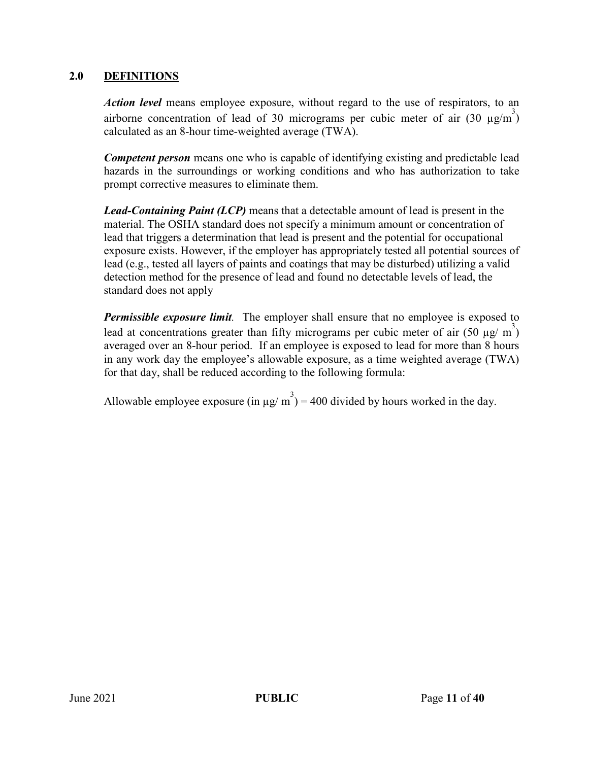## 2.0 DEFINITIONS

***Action level*** means employee exposure, without regard to the use of respirators, to an airborne concentration of lead of 30 micrograms per cubic meter of air (30 $\mu g/m^3$) calculated as an 8-hour time-weighted average (TWA).

***Competent person*** means one who is capable of identifying existing and predictable lead hazards in the surroundings or working conditions and who has authorization to take prompt corrective measures to eliminate them.

***Lead-Containing Paint (LCP)*** means that a detectable amount of lead is present in the material. The OSHA standard does not specify a minimum amount or concentration of lead that triggers a determination that lead is present and the potential for occupational exposure exists. However, if the employer has appropriately tested all potential sources of lead (e.g., tested all layers of paints and coatings that may be disturbed) utilizing a valid detection method for the presence of lead and found no detectable levels of lead, the standard does not apply

***Permissible exposure limit****.* The employer shall ensure that no employee is exposed to lead at concentrations greater than fifty micrograms per cubic meter of air (50 $\mu g/ m^3$) averaged over an 8-hour period. If an employee is exposed to lead for more than 8 hours in any work day the employee's allowable exposure, as a time weighted average (TWA) for that day, shall be reduced according to the following formula:

Allowable employee exposure (in $\mu g/ m^3$) = 400 divided by hours worked in the day.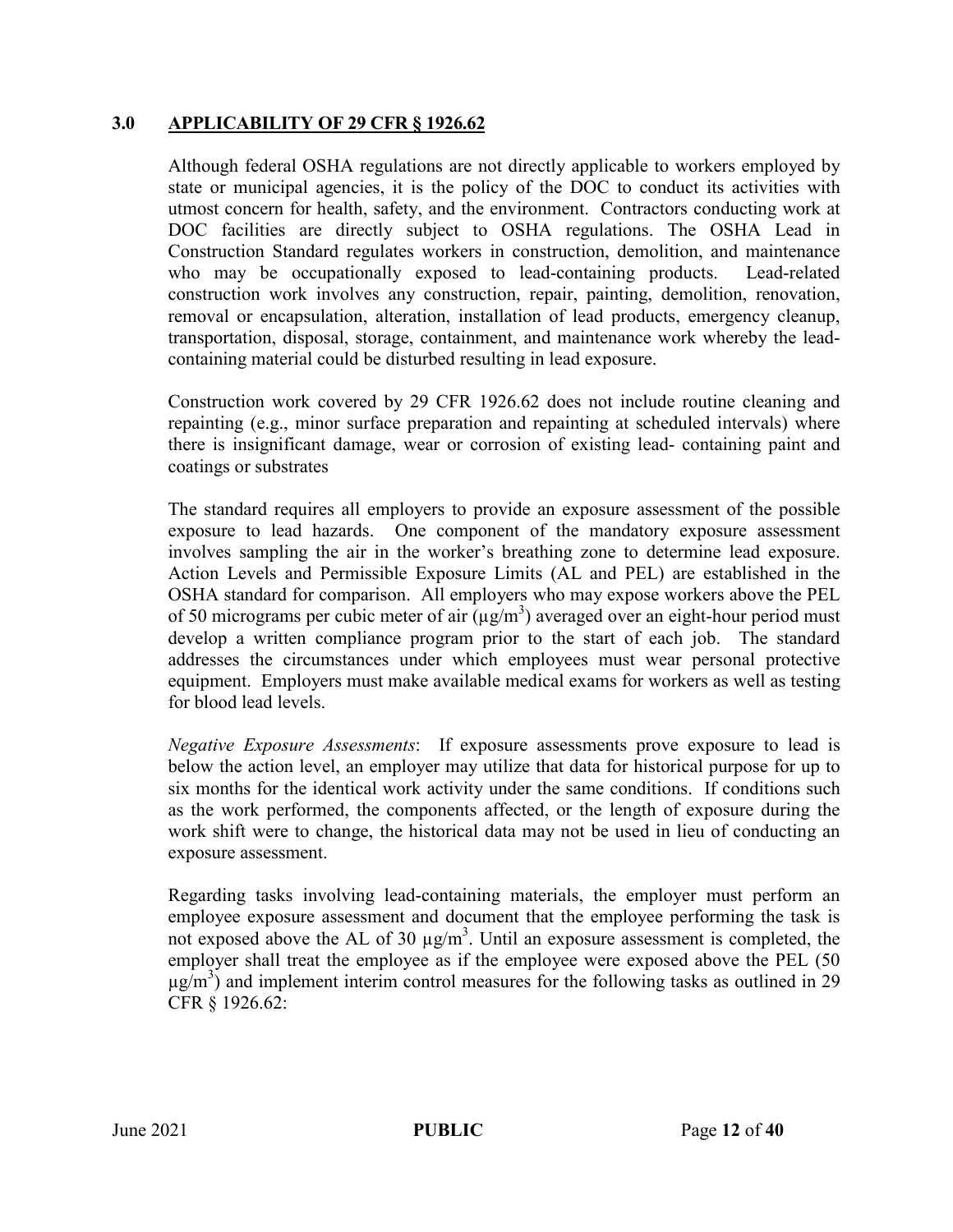## 3.0 APPLICABILITY OF 29 CFR § 1926.62

Although federal OSHA regulations are not directly applicable to workers employed by state or municipal agencies, it is the policy of the DOC to conduct its activities with utmost concern for health, safety, and the environment. Contractors conducting work at DOC facilities are directly subject to OSHA regulations. The OSHA Lead in Construction Standard regulates workers in construction, demolition, and maintenance who may be occupationally exposed to lead-containing products. Lead-related construction work involves any construction, repair, painting, demolition, renovation, removal or encapsulation, alteration, installation of lead products, emergency cleanup, transportation, disposal, storage, containment, and maintenance work whereby the lead-containing material could be disturbed resulting in lead exposure.

Construction work covered by 29 CFR 1926.62 does not include routine cleaning and repainting (e.g., minor surface preparation and repainting at scheduled intervals) where there is insignificant damage, wear or corrosion of existing lead- containing paint and coatings or substrates

The standard requires all employers to provide an exposure assessment of the possible exposure to lead hazards. One component of the mandatory exposure assessment involves sampling the air in the worker's breathing zone to determine lead exposure. Action Levels and Permissible Exposure Limits (AL and PEL) are established in the OSHA standard for comparison. All employers who may expose workers above the PEL of 50 micrograms per cubic meter of air ($\mu g/m^3$) averaged over an eight-hour period must develop a written compliance program prior to the start of each job. The standard addresses the circumstances under which employees must wear personal protective equipment. Employers must make available medical exams for workers as well as testing for blood lead levels.

*Negative Exposure Assessments*: If exposure assessments prove exposure to lead is below the action level, an employer may utilize that data for historical purpose for up to six months for the identical work activity under the same conditions. If conditions such as the work performed, the components affected, or the length of exposure during the work shift were to change, the historical data may not be used in lieu of conducting an exposure assessment.

Regarding tasks involving lead-containing materials, the employer must perform an employee exposure assessment and document that the employee performing the task is not exposed above the AL of 30 $\mu g/m^3$. Until an exposure assessment is completed, the employer shall treat the employee as if the employee were exposed above the PEL (50 $\mu g/m^3$) and implement interim control measures for the following tasks as outlined in 29 CFR § 1926.62: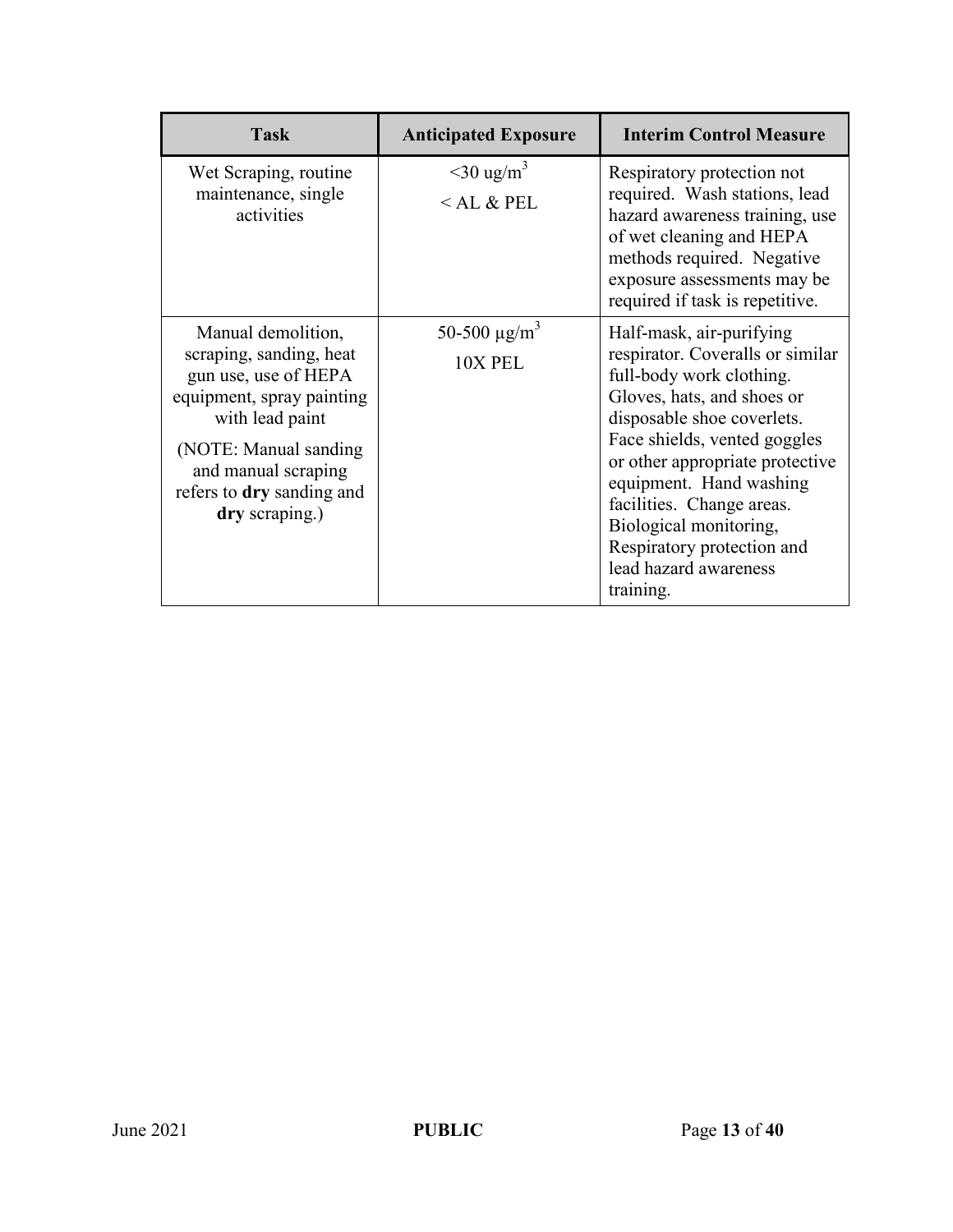| Task | Anticipated Exposure | Interim Control Measure |
|---|---|---|
| Wet Scraping, routine maintenance, single activities | $<30$ ug/$m^3$<br>< AL & PEL | Respiratory protection not required. Wash stations, lead hazard awareness training, use of wet cleaning and HEPA methods required. Negative exposure assessments may be required if task is repetitive. |
| Manual demolition, scraping, sanding, heat gun use, use of HEPA equipment, spray painting with lead paint<br><br>(NOTE: Manual sanding and manual scraping refers to **dry** sanding and **dry** scraping.) | 50-500 μg/$m^3$<br>10X PEL | Half-mask, air-purifying respirator. Coveralls or similar full-body work clothing. Gloves, hats, and shoes or disposable shoe coverlets. Face shields, vented goggles or other appropriate protective equipment. Hand washing facilities. Change areas. Biological monitoring, Respiratory protection and lead hazard awareness training. |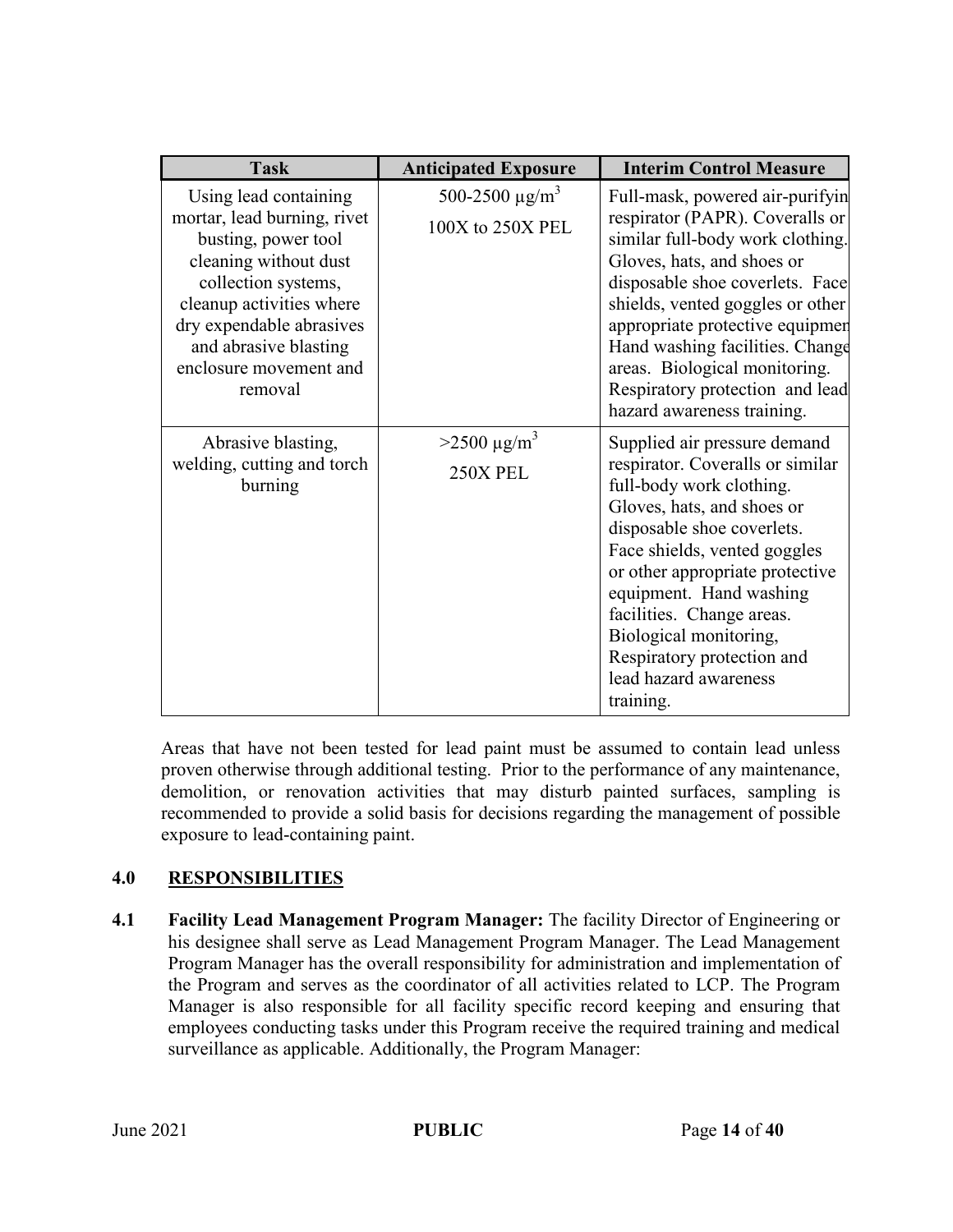| Task | Anticipated Exposure | Interim Control Measure |
| --- | --- | --- |
| Using lead containing mortar, lead burning, rivet busting, power tool cleaning without dust collection systems, cleanup activities where dry expendable abrasives and abrasive blasting enclosure movement and removal | 500-2500 $\mu g/m^3$<br>100X to 250X PEL | Full-mask, powered air-purifyin respirator (PAPR). Coveralls or similar full-body work clothing. Gloves, hats, and shoes or disposable shoe coverlets. Face shields, vented goggles or other appropriate protective equipmen Hand washing facilities. Change areas. Biological monitoring. Respiratory protection and lead hazard awareness training. |
| Abrasive blasting, welding, cutting and torch burning | >2500 $\mu g/m^3$<br>250X PEL | Supplied air pressure demand respirator. Coveralls or similar full-body work clothing. Gloves, hats, and shoes or disposable shoe coverlets. Face shields, vented goggles or other appropriate protective equipment. Hand washing facilities. Change areas. Biological monitoring, Respiratory protection and lead hazard awareness training. |

Areas that have not been tested for lead paint must be assumed to contain lead unless proven otherwise through additional testing. Prior to the performance of any maintenance, demolition, or renovation activities that may disturb painted surfaces, sampling is recommended to provide a solid basis for decisions regarding the management of possible exposure to lead-containing paint.

## 4.0 RESPONSIBILITIES

**4.1 Facility Lead Management Program Manager:** The facility Director of Engineering or his designee shall serve as Lead Management Program Manager. The Lead Management Program Manager has the overall responsibility for administration and implementation of the Program and serves as the coordinator of all activities related to LCP. The Program Manager is also responsible for all facility specific record keeping and ensuring that employees conducting tasks under this Program receive the required training and medical surveillance as applicable. Additionally, the Program Manager: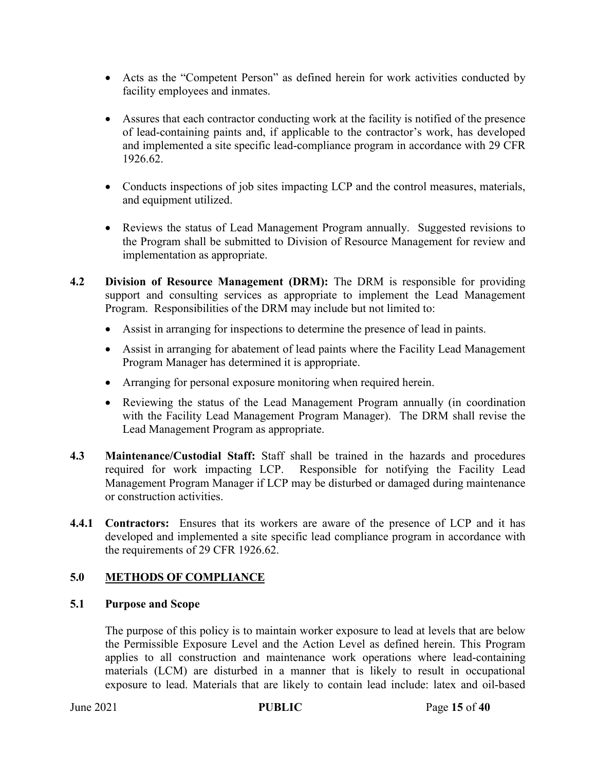- Acts as the "Competent Person" as defined herein for work activities conducted by facility employees and inmates.

- Assures that each contractor conducting work at the facility is notified of the presence of lead-containing paints and, if applicable to the contractor's work, has developed and implemented a site specific lead-compliance program in accordance with 29 CFR 1926.62.

- Conducts inspections of job sites impacting LCP and the control measures, materials, and equipment utilized.

- Reviews the status of Lead Management Program annually. Suggested revisions to the Program shall be submitted to Division of Resource Management for review and implementation as appropriate.

**4.2 Division of Resource Management (DRM):** The DRM is responsible for providing support and consulting services as appropriate to implement the Lead Management Program. Responsibilities of the DRM may include but not limited to:

- Assist in arranging for inspections to determine the presence of lead in paints.
- Assist in arranging for abatement of lead paints where the Facility Lead Management Program Manager has determined it is appropriate.
- Arranging for personal exposure monitoring when required herein.
- Reviewing the status of the Lead Management Program annually (in coordination with the Facility Lead Management Program Manager). The DRM shall revise the Lead Management Program as appropriate.

**4.3 Maintenance/Custodial Staff:** Staff shall be trained in the hazards and procedures required for work impacting LCP. Responsible for notifying the Facility Lead Management Program Manager if LCP may be disturbed or damaged during maintenance or construction activities.

**4.4.1 Contractors:** Ensures that its workers are aware of the presence of LCP and it has developed and implemented a site specific lead compliance program in accordance with the requirements of 29 CFR 1926.62.

## 5.0 METHODS OF COMPLIANCE

### 5.1 Purpose and Scope

The purpose of this policy is to maintain worker exposure to lead at levels that are below the Permissible Exposure Level and the Action Level as defined herein. This Program applies to all construction and maintenance work operations where lead-containing materials (LCM) are disturbed in a manner that is likely to result in occupational exposure to lead. Materials that are likely to contain lead include: latex and oil-based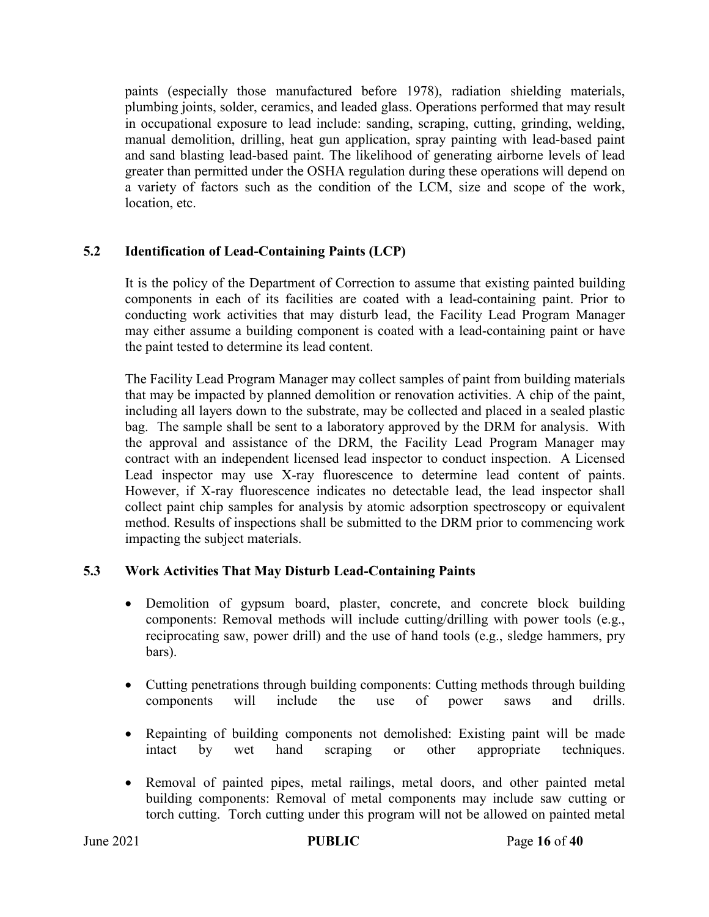paints (especially those manufactured before 1978), radiation shielding materials, plumbing joints, solder, ceramics, and leaded glass. Operations performed that may result in occupational exposure to lead include: sanding, scraping, cutting, grinding, welding, manual demolition, drilling, heat gun application, spray painting with lead-based paint and sand blasting lead-based paint. The likelihood of generating airborne levels of lead greater than permitted under the OSHA regulation during these operations will depend on a variety of factors such as the condition of the LCM, size and scope of the work, location, etc.

## 5.2 Identification of Lead-Containing Paints (LCP)

It is the policy of the Department of Correction to assume that existing painted building components in each of its facilities are coated with a lead-containing paint. Prior to conducting work activities that may disturb lead, the Facility Lead Program Manager may either assume a building component is coated with a lead-containing paint or have the paint tested to determine its lead content.

The Facility Lead Program Manager may collect samples of paint from building materials that may be impacted by planned demolition or renovation activities. A chip of the paint, including all layers down to the substrate, may be collected and placed in a sealed plastic bag. The sample shall be sent to a laboratory approved by the DRM for analysis. With the approval and assistance of the DRM, the Facility Lead Program Manager may contract with an independent licensed lead inspector to conduct inspection. A Licensed Lead inspector may use X-ray fluorescence to determine lead content of paints. However, if X-ray fluorescence indicates no detectable lead, the lead inspector shall collect paint chip samples for analysis by atomic adsorption spectroscopy or equivalent method. Results of inspections shall be submitted to the DRM prior to commencing work impacting the subject materials.

## 5.3 Work Activities That May Disturb Lead-Containing Paints

- Demolition of gypsum board, plaster, concrete, and concrete block building components: Removal methods will include cutting/drilling with power tools (e.g., reciprocating saw, power drill) and the use of hand tools (e.g., sledge hammers, pry bars).
- Cutting penetrations through building components: Cutting methods through building components will include the use of power saws and drills.
- Repainting of building components not demolished: Existing paint will be made intact by wet hand scraping or other appropriate techniques.
- Removal of painted pipes, metal railings, metal doors, and other painted metal building components: Removal of metal components may include saw cutting or torch cutting. Torch cutting under this program will not be allowed on painted metal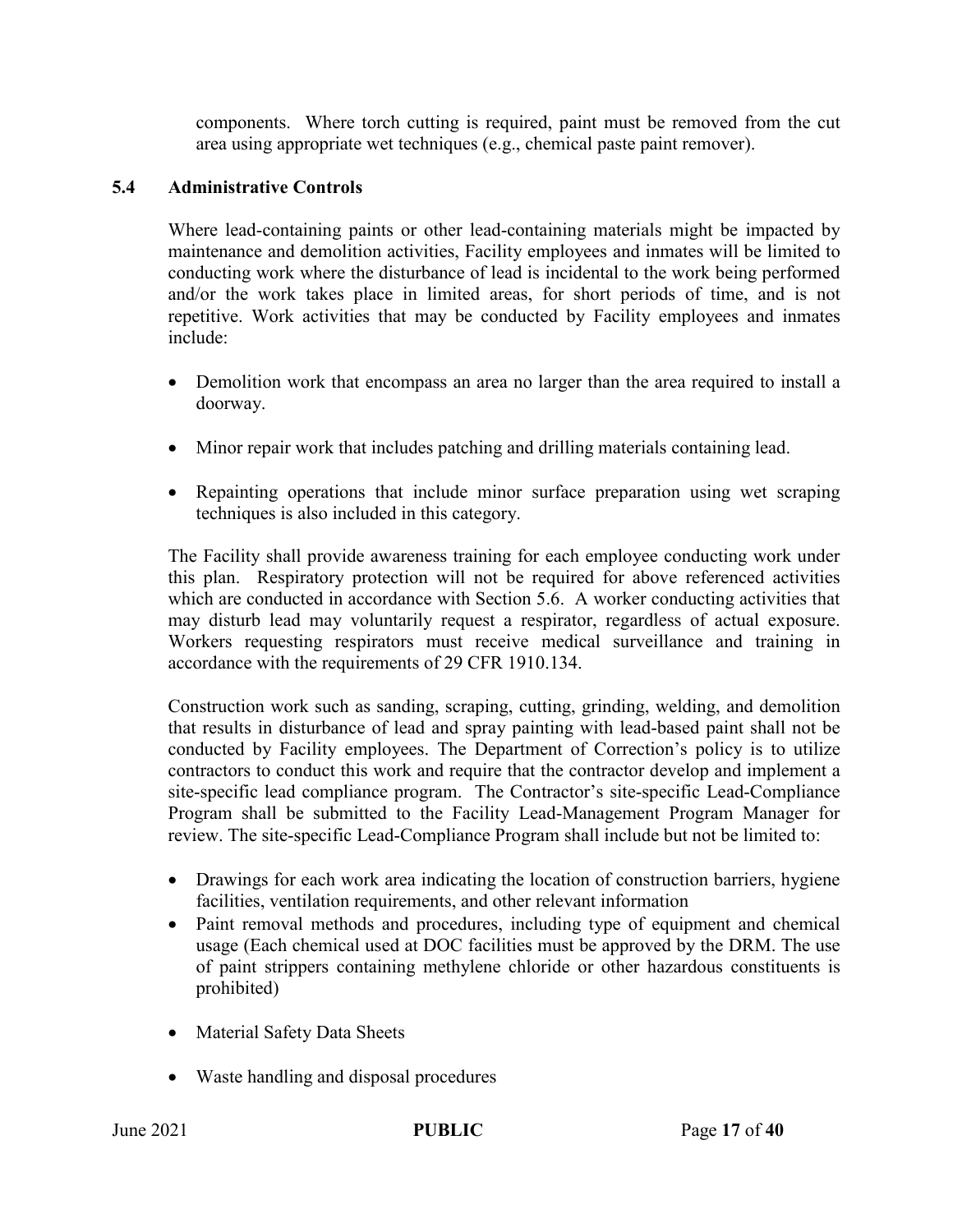components. Where torch cutting is required, paint must be removed from the cut area using appropriate wet techniques (e.g., chemical paste paint remover).

### 5.4 Administrative Controls

Where lead-containing paints or other lead-containing materials might be impacted by maintenance and demolition activities, Facility employees and inmates will be limited to conducting work where the disturbance of lead is incidental to the work being performed and/or the work takes place in limited areas, for short periods of time, and is not repetitive. Work activities that may be conducted by Facility employees and inmates include:

- Demolition work that encompass an area no larger than the area required to install a doorway.
- Minor repair work that includes patching and drilling materials containing lead.
- Repainting operations that include minor surface preparation using wet scraping techniques is also included in this category.

The Facility shall provide awareness training for each employee conducting work under this plan. Respiratory protection will not be required for above referenced activities which are conducted in accordance with Section 5.6. A worker conducting activities that may disturb lead may voluntarily request a respirator, regardless of actual exposure. Workers requesting respirators must receive medical surveillance and training in accordance with the requirements of 29 CFR 1910.134.

Construction work such as sanding, scraping, cutting, grinding, welding, and demolition that results in disturbance of lead and spray painting with lead-based paint shall not be conducted by Facility employees. The Department of Correction's policy is to utilize contractors to conduct this work and require that the contractor develop and implement a site-specific lead compliance program. The Contractor's site-specific Lead-Compliance Program shall be submitted to the Facility Lead-Management Program Manager for review. The site-specific Lead-Compliance Program shall include but not be limited to:

- Drawings for each work area indicating the location of construction barriers, hygiene facilities, ventilation requirements, and other relevant information
- Paint removal methods and procedures, including type of equipment and chemical usage (Each chemical used at DOC facilities must be approved by the DRM. The use of paint strippers containing methylene chloride or other hazardous constituents is prohibited)
- Material Safety Data Sheets
- Waste handling and disposal procedures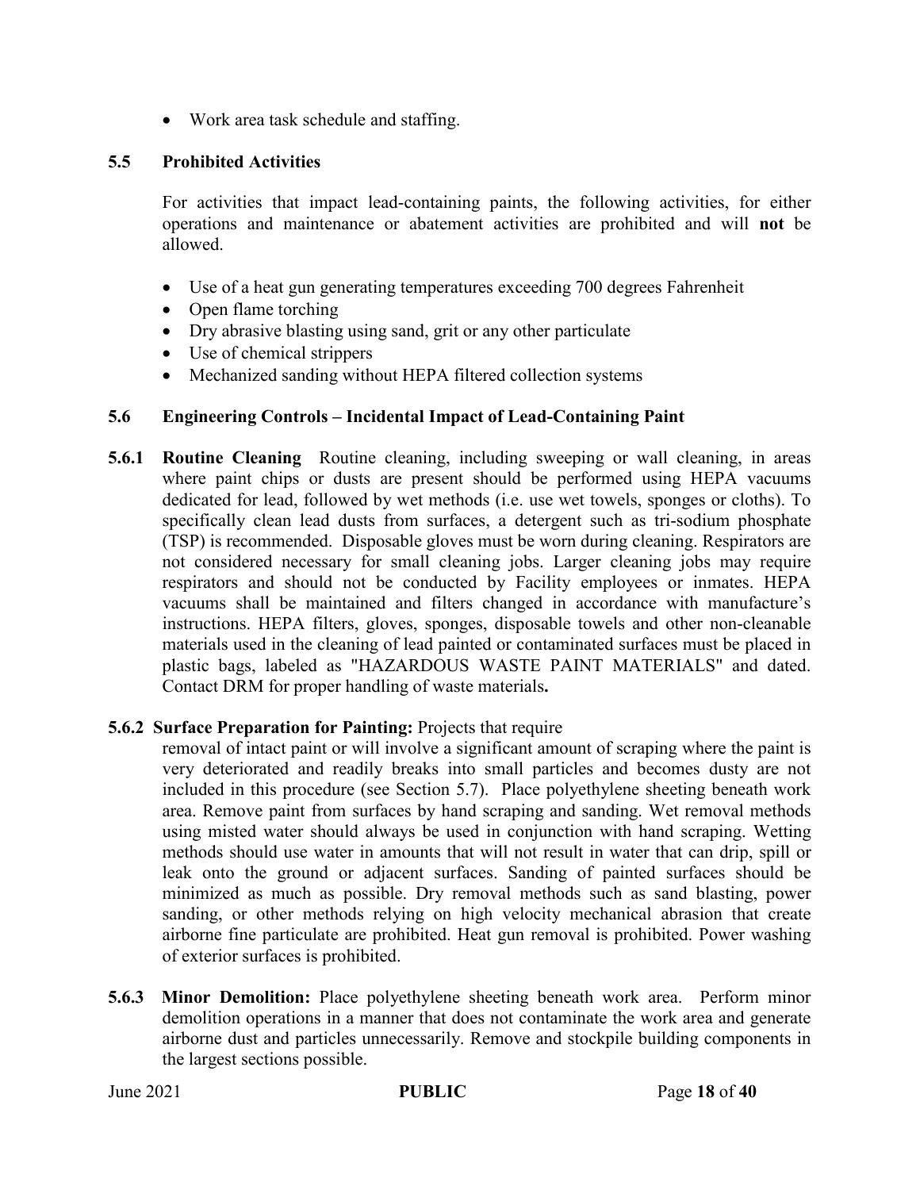- Work area task schedule and staffing.

### 5.5 Prohibited Activities

For activities that impact lead-containing paints, the following activities, for either operations and maintenance or abatement activities are prohibited and will **not** be allowed.

- Use of a heat gun generating temperatures exceeding 700 degrees Fahrenheit
- Open flame torching
- Dry abrasive blasting using sand, grit or any other particulate
- Use of chemical strippers
- Mechanized sanding without HEPA filtered collection systems

### 5.6 Engineering Controls – Incidental Impact of Lead-Containing Paint

**5.6.1 Routine Cleaning** Routine cleaning, including sweeping or wall cleaning, in areas where paint chips or dusts are present should be performed using HEPA vacuums dedicated for lead, followed by wet methods (i.e. use wet towels, sponges or cloths). To specifically clean lead dusts from surfaces, a detergent such as tri-sodium phosphate (TSP) is recommended. Disposable gloves must be worn during cleaning. Respirators are not considered necessary for small cleaning jobs. Larger cleaning jobs may require respirators and should not be conducted by Facility employees or inmates. HEPA vacuums shall be maintained and filters changed in accordance with manufacture's instructions. HEPA filters, gloves, sponges, disposable towels and other non-cleanable materials used in the cleaning of lead painted or contaminated surfaces must be placed in plastic bags, labeled as "HAZARDOUS WASTE PAINT MATERIALS" and dated. Contact DRM for proper handling of waste materials**.**

**5.6.2 Surface Preparation for Painting:** Projects that require removal of intact paint or will involve a significant amount of scraping where the paint is very deteriorated and readily breaks into small particles and becomes dusty are not included in this procedure (see Section 5.7). Place polyethylene sheeting beneath work area. Remove paint from surfaces by hand scraping and sanding. Wet removal methods using misted water should always be used in conjunction with hand scraping. Wetting methods should use water in amounts that will not result in water that can drip, spill or leak onto the ground or adjacent surfaces. Sanding of painted surfaces should be minimized as much as possible. Dry removal methods such as sand blasting, power sanding, or other methods relying on high velocity mechanical abrasion that create airborne fine particulate are prohibited. Heat gun removal is prohibited. Power washing of exterior surfaces is prohibited.

**5.6.3 Minor Demolition:** Place polyethylene sheeting beneath work area. Perform minor demolition operations in a manner that does not contaminate the work area and generate airborne dust and particles unnecessarily. Remove and stockpile building components in the largest sections possible.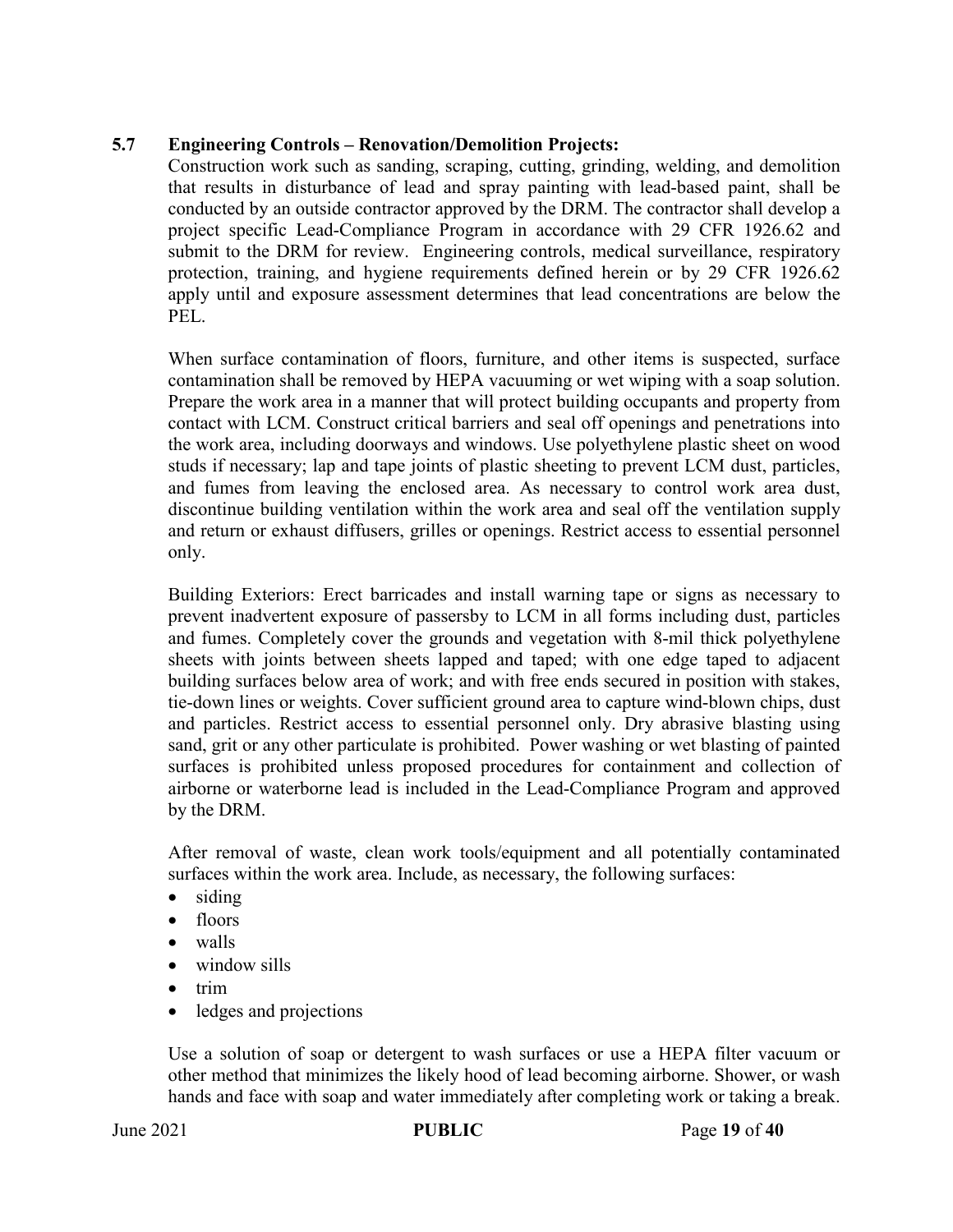### 5.7 Engineering Controls – Renovation/Demolition Projects:

Construction work such as sanding, scraping, cutting, grinding, welding, and demolition that results in disturbance of lead and spray painting with lead-based paint, shall be conducted by an outside contractor approved by the DRM. The contractor shall develop a project specific Lead-Compliance Program in accordance with 29 CFR 1926.62 and submit to the DRM for review. Engineering controls, medical surveillance, respiratory protection, training, and hygiene requirements defined herein or by 29 CFR 1926.62 apply until and exposure assessment determines that lead concentrations are below the PEL.

When surface contamination of floors, furniture, and other items is suspected, surface contamination shall be removed by HEPA vacuuming or wet wiping with a soap solution. Prepare the work area in a manner that will protect building occupants and property from contact with LCM. Construct critical barriers and seal off openings and penetrations into the work area, including doorways and windows. Use polyethylene plastic sheet on wood studs if necessary; lap and tape joints of plastic sheeting to prevent LCM dust, particles, and fumes from leaving the enclosed area. As necessary to control work area dust, discontinue building ventilation within the work area and seal off the ventilation supply and return or exhaust diffusers, grilles or openings. Restrict access to essential personnel only.

Building Exteriors: Erect barricades and install warning tape or signs as necessary to prevent inadvertent exposure of passersby to LCM in all forms including dust, particles and fumes. Completely cover the grounds and vegetation with 8-mil thick polyethylene sheets with joints between sheets lapped and taped; with one edge taped to adjacent building surfaces below area of work; and with free ends secured in position with stakes, tie-down lines or weights. Cover sufficient ground area to capture wind-blown chips, dust and particles. Restrict access to essential personnel only. Dry abrasive blasting using sand, grit or any other particulate is prohibited. Power washing or wet blasting of painted surfaces is prohibited unless proposed procedures for containment and collection of airborne or waterborne lead is included in the Lead-Compliance Program and approved by the DRM.

After removal of waste, clean work tools/equipment and all potentially contaminated surfaces within the work area. Include, as necessary, the following surfaces:

- siding
- floors
- walls
- window sills
- trim
- ledges and projections

Use a solution of soap or detergent to wash surfaces or use a HEPA filter vacuum or other method that minimizes the likely hood of lead becoming airborne. Shower, or wash hands and face with soap and water immediately after completing work or taking a break.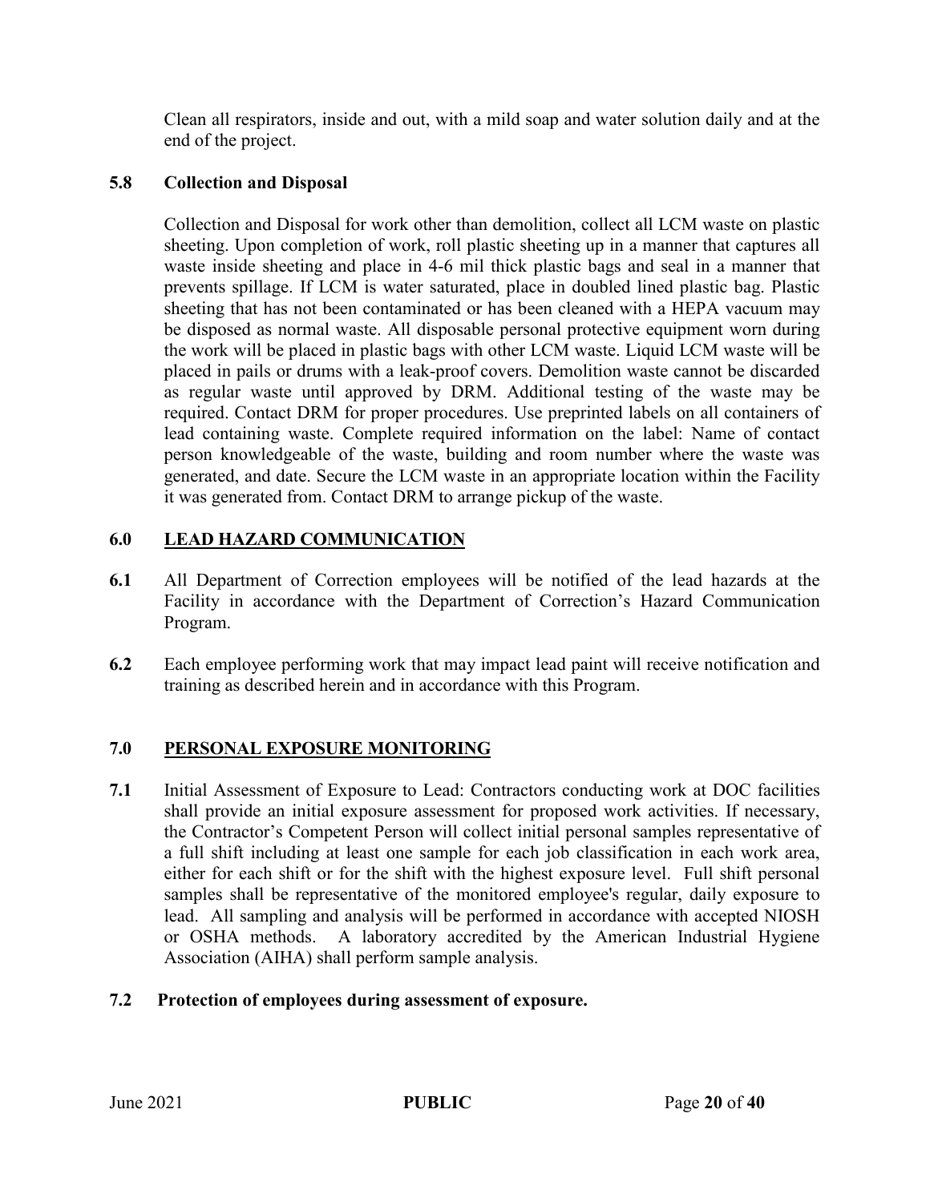Clean all respirators, inside and out, with a mild soap and water solution daily and at the end of the project.

### 5.8 Collection and Disposal

Collection and Disposal for work other than demolition, collect all LCM waste on plastic sheeting. Upon completion of work, roll plastic sheeting up in a manner that captures all waste inside sheeting and place in 4-6 mil thick plastic bags and seal in a manner that prevents spillage. If LCM is water saturated, place in doubled lined plastic bag. Plastic sheeting that has not been contaminated or has been cleaned with a HEPA vacuum may be disposed as normal waste. All disposable personal protective equipment worn during the work will be placed in plastic bags with other LCM waste. Liquid LCM waste will be placed in pails or drums with a leak-proof covers. Demolition waste cannot be discarded as regular waste until approved by DRM. Additional testing of the waste may be required. Contact DRM for proper procedures. Use preprinted labels on all containers of lead containing waste. Complete required information on the label: Name of contact person knowledgeable of the waste, building and room number where the waste was generated, and date. Secure the LCM waste in an appropriate location within the Facility it was generated from. Contact DRM to arrange pickup of the waste.

## 6.0 LEAD HAZARD COMMUNICATION

**6.1** All Department of Correction employees will be notified of the lead hazards at the Facility in accordance with the Department of Correction's Hazard Communication Program.

**6.2** Each employee performing work that may impact lead paint will receive notification and training as described herein and in accordance with this Program.

## 7.0 PERSONAL EXPOSURE MONITORING

**7.1** Initial Assessment of Exposure to Lead: Contractors conducting work at DOC facilities shall provide an initial exposure assessment for proposed work activities. If necessary, the Contractor's Competent Person will collect initial personal samples representative of a full shift including at least one sample for each job classification in each work area, either for each shift or for the shift with the highest exposure level. Full shift personal samples shall be representative of the monitored employee's regular, daily exposure to lead. All sampling and analysis will be performed in accordance with accepted NIOSH or OSHA methods. A laboratory accredited by the American Industrial Hygiene Association (AIHA) shall perform sample analysis.

### 7.2 Protection of employees during assessment of exposure.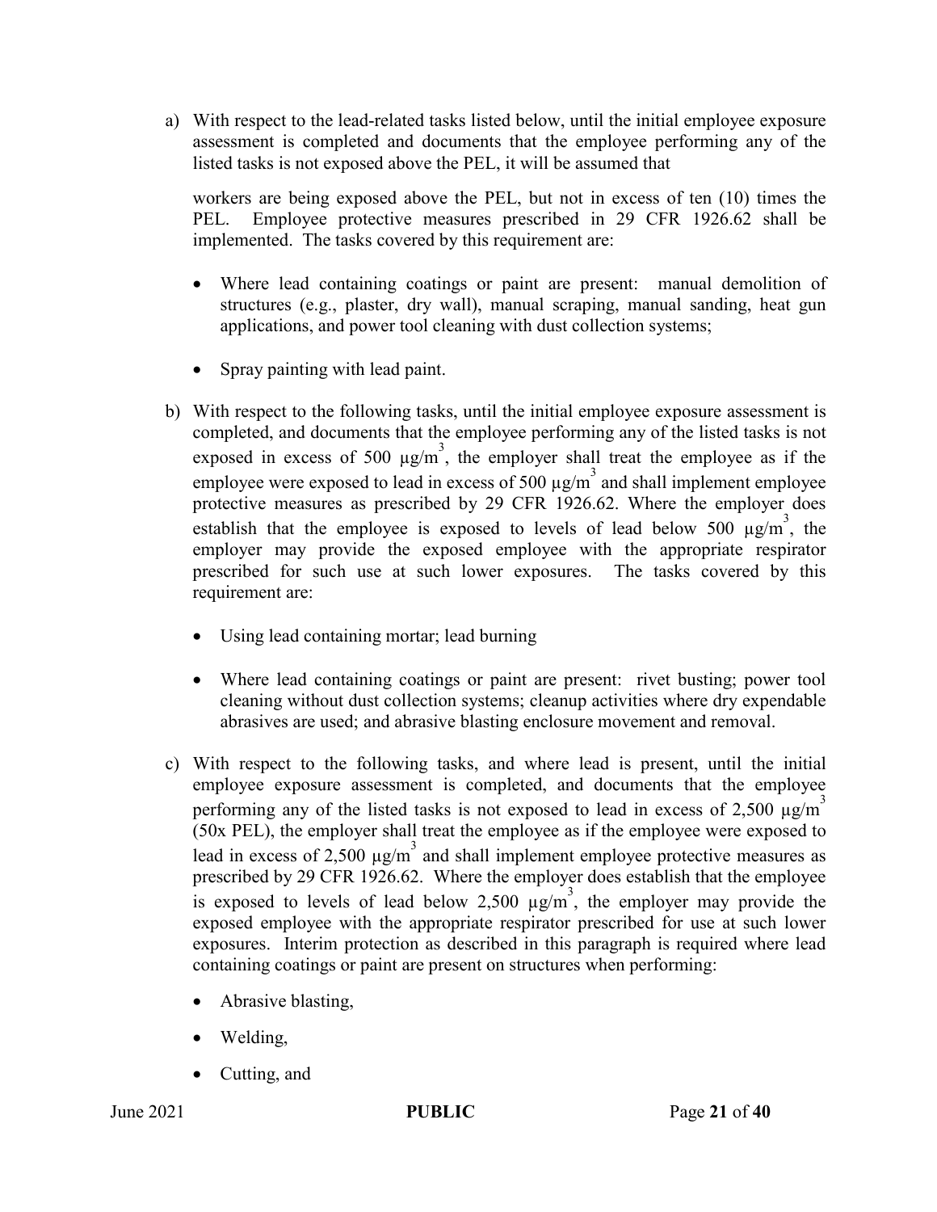a) With respect to the lead-related tasks listed below, until the initial employee exposure assessment is completed and documents that the employee performing any of the listed tasks is not exposed above the PEL, it will be assumed that

   workers are being exposed above the PEL, but not in excess of ten (10) times the PEL. Employee protective measures prescribed in 29 CFR 1926.62 shall be implemented. The tasks covered by this requirement are:

   - Where lead containing coatings or paint are present: manual demolition of structures (e.g., plaster, dry wall), manual scraping, manual sanding, heat gun applications, and power tool cleaning with dust collection systems;
   - Spray painting with lead paint.

b) With respect to the following tasks, until the initial employee exposure assessment is completed, and documents that the employee performing any of the listed tasks is not exposed in excess of 500 $\mu g/m^3$, the employer shall treat the employee as if the employee were exposed to lead in excess of 500 $\mu g/m^3$ and shall implement employee protective measures as prescribed by 29 CFR 1926.62. Where the employer does establish that the employee is exposed to levels of lead below 500 $\mu g/m^3$, the employer may provide the exposed employee with the appropriate respirator prescribed for such use at such lower exposures. The tasks covered by this requirement are:

   - Using lead containing mortar; lead burning
   - Where lead containing coatings or paint are present: rivet busting; power tool cleaning without dust collection systems; cleanup activities where dry expendable abrasives are used; and abrasive blasting enclosure movement and removal.

c) With respect to the following tasks, and where lead is present, until the initial employee exposure assessment is completed, and documents that the employee performing any of the listed tasks is not exposed to lead in excess of 2,500 $\mu g/m^3$ (50x PEL), the employer shall treat the employee as if the employee were exposed to lead in excess of 2,500 $\mu g/m^3$ and shall implement employee protective measures as prescribed by 29 CFR 1926.62. Where the employer does establish that the employee is exposed to levels of lead below 2,500 $\mu g/m^3$, the employer may provide the exposed employee with the appropriate respirator prescribed for use at such lower exposures. Interim protection as described in this paragraph is required where lead containing coatings or paint are present on structures when performing:

   - Abrasive blasting,
   - Welding,
   - Cutting, and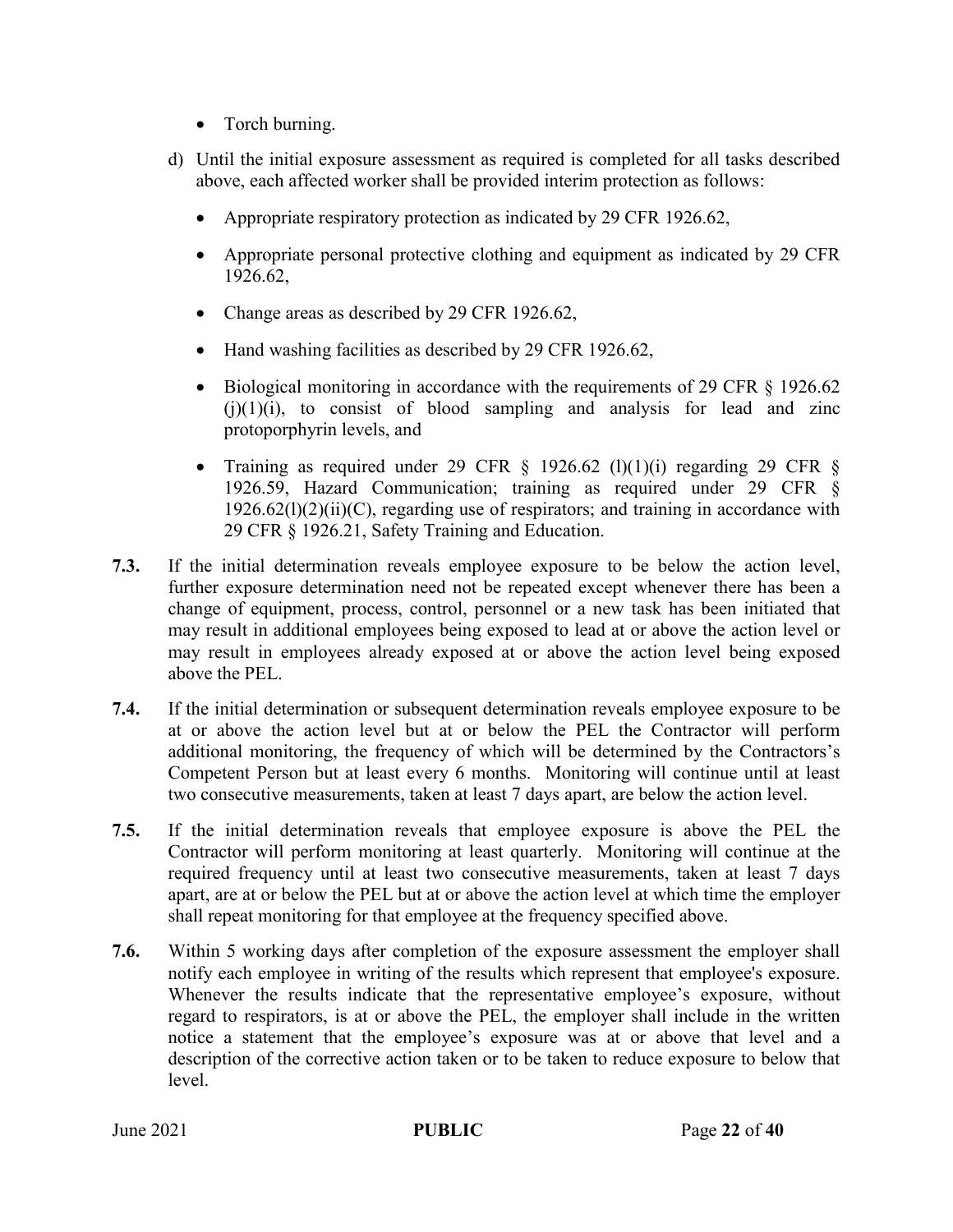- Torch burning.

d) Until the initial exposure assessment as required is completed for all tasks described above, each affected worker shall be provided interim protection as follows:

   - Appropriate respiratory protection as indicated by 29 CFR 1926.62,
   - Appropriate personal protective clothing and equipment as indicated by 29 CFR 1926.62,
   - Change areas as described by 29 CFR 1926.62,
   - Hand washing facilities as described by 29 CFR 1926.62,
   - Biological monitoring in accordance with the requirements of 29 CFR § 1926.62 (j)(1)(i), to consist of blood sampling and analysis for lead and zinc protoporphyrin levels, and
   - Training as required under 29 CFR § 1926.62 (l)(1)(i) regarding 29 CFR § 1926.59, Hazard Communication; training as required under 29 CFR § 1926.62(l)(2)(ii)(C), regarding use of respirators; and training in accordance with 29 CFR § 1926.21, Safety Training and Education.

**7.3.** If the initial determination reveals employee exposure to be below the action level, further exposure determination need not be repeated except whenever there has been a change of equipment, process, control, personnel or a new task has been initiated that may result in additional employees being exposed to lead at or above the action level or may result in employees already exposed at or above the action level being exposed above the PEL.

**7.4.** If the initial determination or subsequent determination reveals employee exposure to be at or above the action level but at or below the PEL the Contractor will perform additional monitoring, the frequency of which will be determined by the Contractors's Competent Person but at least every 6 months. Monitoring will continue until at least two consecutive measurements, taken at least 7 days apart, are below the action level.

**7.5.** If the initial determination reveals that employee exposure is above the PEL the Contractor will perform monitoring at least quarterly. Monitoring will continue at the required frequency until at least two consecutive measurements, taken at least 7 days apart, are at or below the PEL but at or above the action level at which time the employer shall repeat monitoring for that employee at the frequency specified above.

**7.6.** Within 5 working days after completion of the exposure assessment the employer shall notify each employee in writing of the results which represent that employee's exposure. Whenever the results indicate that the representative employee's exposure, without regard to respirators, is at or above the PEL, the employer shall include in the written notice a statement that the employee's exposure was at or above that level and a description of the corrective action taken or to be taken to reduce exposure to below that level.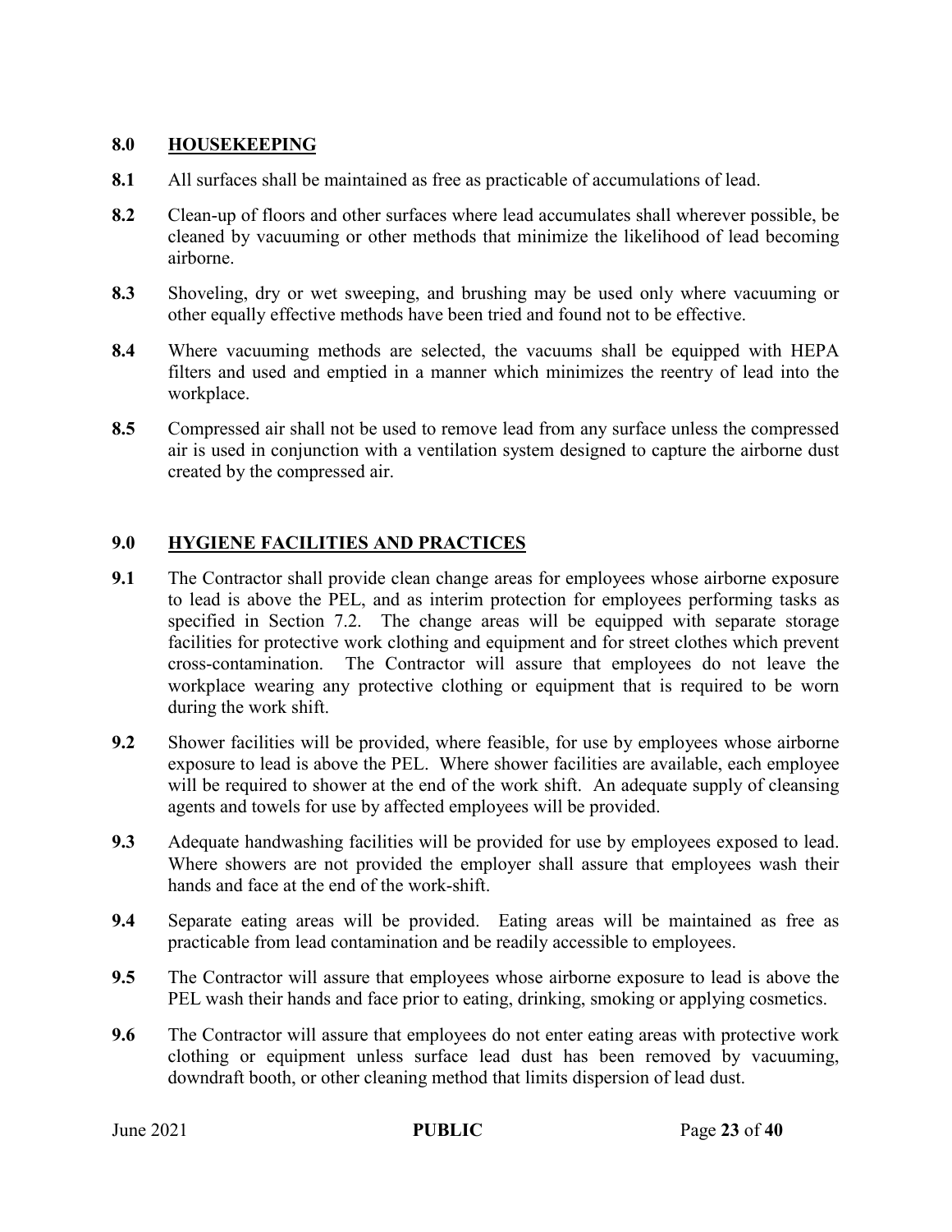## 8.0 HOUSEKEEPING

**8.1** All surfaces shall be maintained as free as practicable of accumulations of lead.

**8.2** Clean-up of floors and other surfaces where lead accumulates shall wherever possible, be cleaned by vacuuming or other methods that minimize the likelihood of lead becoming airborne.

**8.3** Shoveling, dry or wet sweeping, and brushing may be used only where vacuuming or other equally effective methods have been tried and found not to be effective.

**8.4** Where vacuuming methods are selected, the vacuums shall be equipped with HEPA filters and used and emptied in a manner which minimizes the reentry of lead into the workplace.

**8.5** Compressed air shall not be used to remove lead from any surface unless the compressed air is used in conjunction with a ventilation system designed to capture the airborne dust created by the compressed air.

## 9.0 HYGIENE FACILITIES AND PRACTICES

**9.1** The Contractor shall provide clean change areas for employees whose airborne exposure to lead is above the PEL, and as interim protection for employees performing tasks as specified in Section 7.2. The change areas will be equipped with separate storage facilities for protective work clothing and equipment and for street clothes which prevent cross-contamination. The Contractor will assure that employees do not leave the workplace wearing any protective clothing or equipment that is required to be worn during the work shift.

**9.2** Shower facilities will be provided, where feasible, for use by employees whose airborne exposure to lead is above the PEL. Where shower facilities are available, each employee will be required to shower at the end of the work shift. An adequate supply of cleansing agents and towels for use by affected employees will be provided.

**9.3** Adequate handwashing facilities will be provided for use by employees exposed to lead. Where showers are not provided the employer shall assure that employees wash their hands and face at the end of the work-shift.

**9.4** Separate eating areas will be provided. Eating areas will be maintained as free as practicable from lead contamination and be readily accessible to employees.

**9.5** The Contractor will assure that employees whose airborne exposure to lead is above the PEL wash their hands and face prior to eating, drinking, smoking or applying cosmetics.

**9.6** The Contractor will assure that employees do not enter eating areas with protective work clothing or equipment unless surface lead dust has been removed by vacuuming, downdraft booth, or other cleaning method that limits dispersion of lead dust.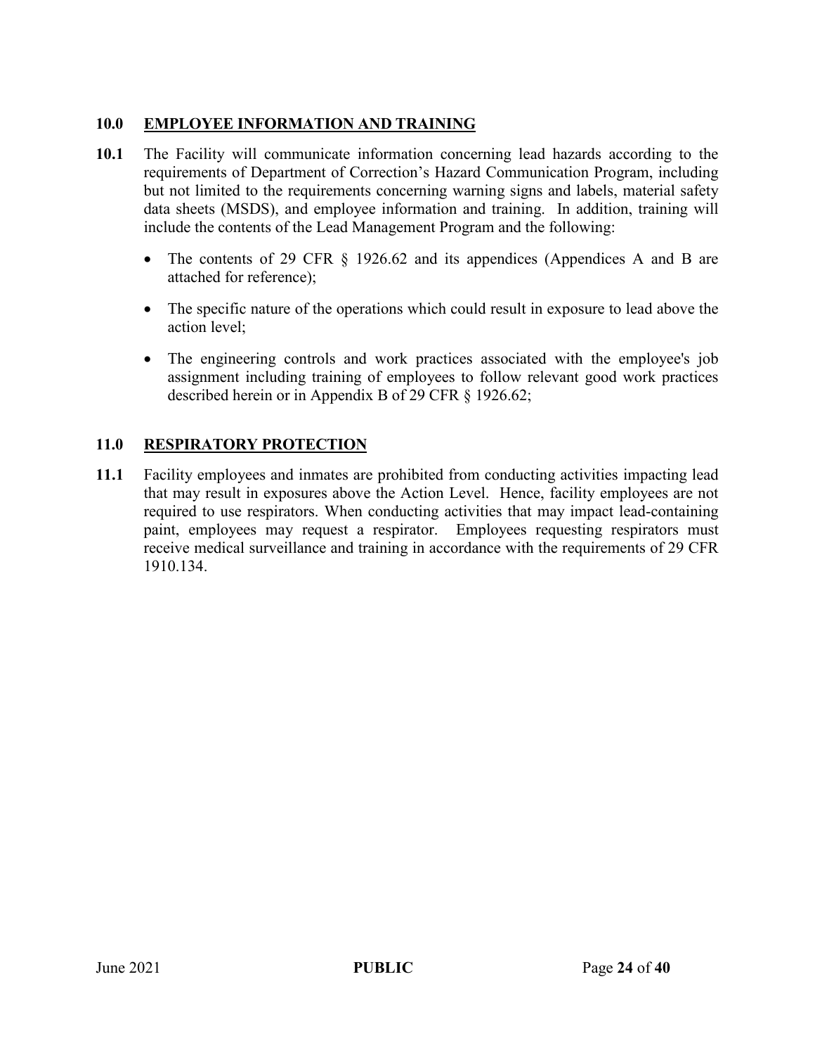## 10.0 EMPLOYEE INFORMATION AND TRAINING

**10.1** The Facility will communicate information concerning lead hazards according to the requirements of Department of Correction's Hazard Communication Program, including but not limited to the requirements concerning warning signs and labels, material safety data sheets (MSDS), and employee information and training. In addition, training will include the contents of the Lead Management Program and the following:

- The contents of 29 CFR § 1926.62 and its appendices (Appendices A and B are attached for reference);
- The specific nature of the operations which could result in exposure to lead above the action level;
- The engineering controls and work practices associated with the employee's job assignment including training of employees to follow relevant good work practices described herein or in Appendix B of 29 CFR § 1926.62;

## 11.0 RESPIRATORY PROTECTION

**11.1** Facility employees and inmates are prohibited from conducting activities impacting lead that may result in exposures above the Action Level. Hence, facility employees are not required to use respirators. When conducting activities that may impact lead-containing paint, employees may request a respirator. Employees requesting respirators must receive medical surveillance and training in accordance with the requirements of 29 CFR 1910.134.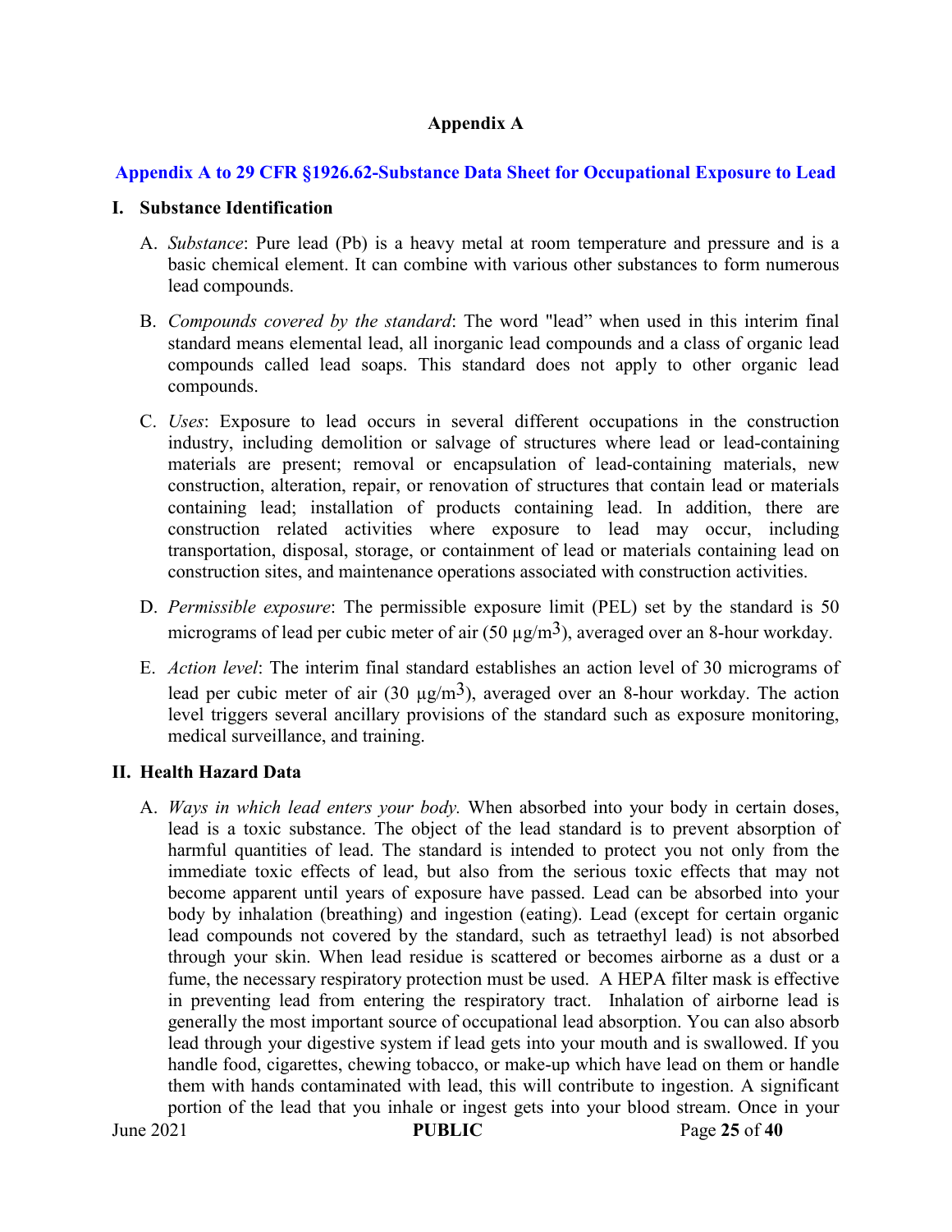## Appendix A

### Appendix A to 29 CFR §1926.62-Substance Data Sheet for Occupational Exposure to Lead

**I. Substance Identification**

A. *Substance*: Pure lead (Pb) is a heavy metal at room temperature and pressure and is a basic chemical element. It can combine with various other substances to form numerous lead compounds.

B. *Compounds covered by the standard*: The word "lead" when used in this interim final standard means elemental lead, all inorganic lead compounds and a class of organic lead compounds called lead soaps. This standard does not apply to other organic lead compounds.

C. *Uses*: Exposure to lead occurs in several different occupations in the construction industry, including demolition or salvage of structures where lead or lead-containing materials are present; removal or encapsulation of lead-containing materials, new construction, alteration, repair, or renovation of structures that contain lead or materials containing lead; installation of products containing lead. In addition, there are construction related activities where exposure to lead may occur, including transportation, disposal, storage, or containment of lead or materials containing lead on construction sites, and maintenance operations associated with construction activities.

D. *Permissible exposure*: The permissible exposure limit (PEL) set by the standard is 50 micrograms of lead per cubic meter of air (50 $\mu g/m^3$), averaged over an 8-hour workday.

E. *Action level*: The interim final standard establishes an action level of 30 micrograms of lead per cubic meter of air (30 $\mu g/m^3$), averaged over an 8-hour workday. The action level triggers several ancillary provisions of the standard such as exposure monitoring, medical surveillance, and training.

**II. Health Hazard Data**

A. *Ways in which lead enters your body.* When absorbed into your body in certain doses, lead is a toxic substance. The object of the lead standard is to prevent absorption of harmful quantities of lead. The standard is intended to protect you not only from the immediate toxic effects of lead, but also from the serious toxic effects that may not become apparent until years of exposure have passed. Lead can be absorbed into your body by inhalation (breathing) and ingestion (eating). Lead (except for certain organic lead compounds not covered by the standard, such as tetraethyl lead) is not absorbed through your skin. When lead residue is scattered or becomes airborne as a dust or a fume, the necessary respiratory protection must be used. A HEPA filter mask is effective in preventing lead from entering the respiratory tract. Inhalation of airborne lead is generally the most important source of occupational lead absorption. You can also absorb lead through your digestive system if lead gets into your mouth and is swallowed. If you handle food, cigarettes, chewing tobacco, or make-up which have lead on them or handle them with hands contaminated with lead, this will contribute to ingestion. A significant portion of the lead that you inhale or ingest gets into your blood stream. Once in your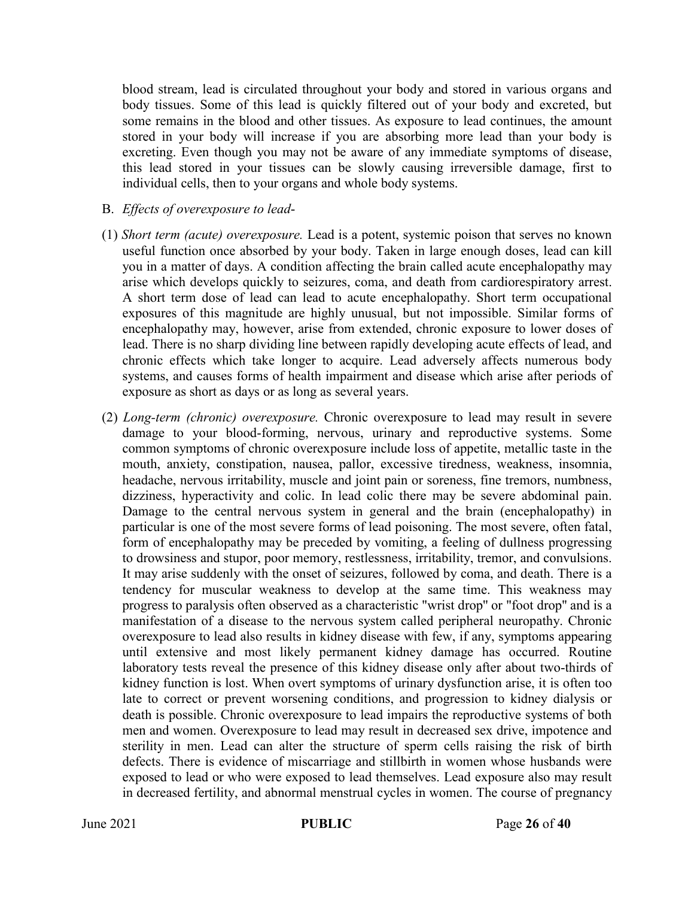blood stream, lead is circulated throughout your body and stored in various organs and body tissues. Some of this lead is quickly filtered out of your body and excreted, but some remains in the blood and other tissues. As exposure to lead continues, the amount stored in your body will increase if you are absorbing more lead than your body is excreting. Even though you may not be aware of any immediate symptoms of disease, this lead stored in your tissues can be slowly causing irreversible damage, first to individual cells, then to your organs and whole body systems.

B. *Effects of overexposure to lead-*

(1) *Short term (acute) overexposure.* Lead is a potent, systemic poison that serves no known useful function once absorbed by your body. Taken in large enough doses, lead can kill you in a matter of days. A condition affecting the brain called acute encephalopathy may arise which develops quickly to seizures, coma, and death from cardiorespiratory arrest. A short term dose of lead can lead to acute encephalopathy. Short term occupational exposures of this magnitude are highly unusual, but not impossible. Similar forms of encephalopathy may, however, arise from extended, chronic exposure to lower doses of lead. There is no sharp dividing line between rapidly developing acute effects of lead, and chronic effects which take longer to acquire. Lead adversely affects numerous body systems, and causes forms of health impairment and disease which arise after periods of exposure as short as days or as long as several years.

(2) *Long-term (chronic) overexposure.* Chronic overexposure to lead may result in severe damage to your blood-forming, nervous, urinary and reproductive systems. Some common symptoms of chronic overexposure include loss of appetite, metallic taste in the mouth, anxiety, constipation, nausea, pallor, excessive tiredness, weakness, insomnia, headache, nervous irritability, muscle and joint pain or soreness, fine tremors, numbness, dizziness, hyperactivity and colic. In lead colic there may be severe abdominal pain. Damage to the central nervous system in general and the brain (encephalopathy) in particular is one of the most severe forms of lead poisoning. The most severe, often fatal, form of encephalopathy may be preceded by vomiting, a feeling of dullness progressing to drowsiness and stupor, poor memory, restlessness, irritability, tremor, and convulsions. It may arise suddenly with the onset of seizures, followed by coma, and death. There is a tendency for muscular weakness to develop at the same time. This weakness may progress to paralysis often observed as a characteristic "wrist drop" or "foot drop" and is a manifestation of a disease to the nervous system called peripheral neuropathy. Chronic overexposure to lead also results in kidney disease with few, if any, symptoms appearing until extensive and most likely permanent kidney damage has occurred. Routine laboratory tests reveal the presence of this kidney disease only after about two-thirds of kidney function is lost. When overt symptoms of urinary dysfunction arise, it is often too late to correct or prevent worsening conditions, and progression to kidney dialysis or death is possible. Chronic overexposure to lead impairs the reproductive systems of both men and women. Overexposure to lead may result in decreased sex drive, impotence and sterility in men. Lead can alter the structure of sperm cells raising the risk of birth defects. There is evidence of miscarriage and stillbirth in women whose husbands were exposed to lead or who were exposed to lead themselves. Lead exposure also may result in decreased fertility, and abnormal menstrual cycles in women. The course of pregnancy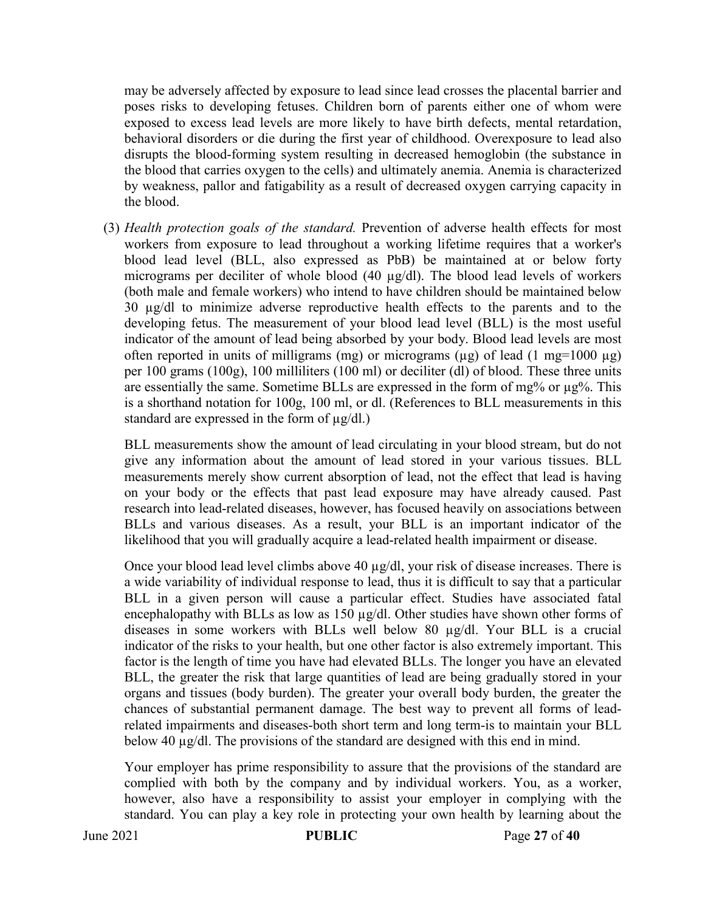may be adversely affected by exposure to lead since lead crosses the placental barrier and poses risks to developing fetuses. Children born of parents either one of whom were exposed to excess lead levels are more likely to have birth defects, mental retardation, behavioral disorders or die during the first year of childhood. Overexposure to lead also disrupts the blood-forming system resulting in decreased hemoglobin (the substance in the blood that carries oxygen to the cells) and ultimately anemia. Anemia is characterized by weakness, pallor and fatigability as a result of decreased oxygen carrying capacity in the blood.

(3) *Health protection goals of the standard.* Prevention of adverse health effects for most workers from exposure to lead throughout a working lifetime requires that a worker's blood lead level (BLL, also expressed as PbB) be maintained at or below forty micrograms per deciliter of whole blood (40 µg/dl). The blood lead levels of workers (both male and female workers) who intend to have children should be maintained below 30 µg/dl to minimize adverse reproductive health effects to the parents and to the developing fetus. The measurement of your blood lead level (BLL) is the most useful indicator of the amount of lead being absorbed by your body. Blood lead levels are most often reported in units of milligrams (mg) or micrograms (µg) of lead (1 mg=1000 µg) per 100 grams (100g), 100 milliliters (100 ml) or deciliter (dl) of blood. These three units are essentially the same. Sometime BLLs are expressed in the form of mg% or µg%. This is a shorthand notation for 100g, 100 ml, or dl. (References to BLL measurements in this standard are expressed in the form of µg/dl.)

BLL measurements show the amount of lead circulating in your blood stream, but do not give any information about the amount of lead stored in your various tissues. BLL measurements merely show current absorption of lead, not the effect that lead is having on your body or the effects that past lead exposure may have already caused. Past research into lead-related diseases, however, has focused heavily on associations between BLLs and various diseases. As a result, your BLL is an important indicator of the likelihood that you will gradually acquire a lead-related health impairment or disease.

Once your blood lead level climbs above 40 µg/dl, your risk of disease increases. There is a wide variability of individual response to lead, thus it is difficult to say that a particular BLL in a given person will cause a particular effect. Studies have associated fatal encephalopathy with BLLs as low as 150 µg/dl. Other studies have shown other forms of diseases in some workers with BLLs well below 80 µg/dl. Your BLL is a crucial indicator of the risks to your health, but one other factor is also extremely important. This factor is the length of time you have had elevated BLLs. The longer you have an elevated BLL, the greater the risk that large quantities of lead are being gradually stored in your organs and tissues (body burden). The greater your overall body burden, the greater the chances of substantial permanent damage. The best way to prevent all forms of lead-related impairments and diseases-both short term and long term-is to maintain your BLL below 40 µg/dl. The provisions of the standard are designed with this end in mind.

Your employer has prime responsibility to assure that the provisions of the standard are complied with both by the company and by individual workers. You, as a worker, however, also have a responsibility to assist your employer in complying with the standard. You can play a key role in protecting your own health by learning about the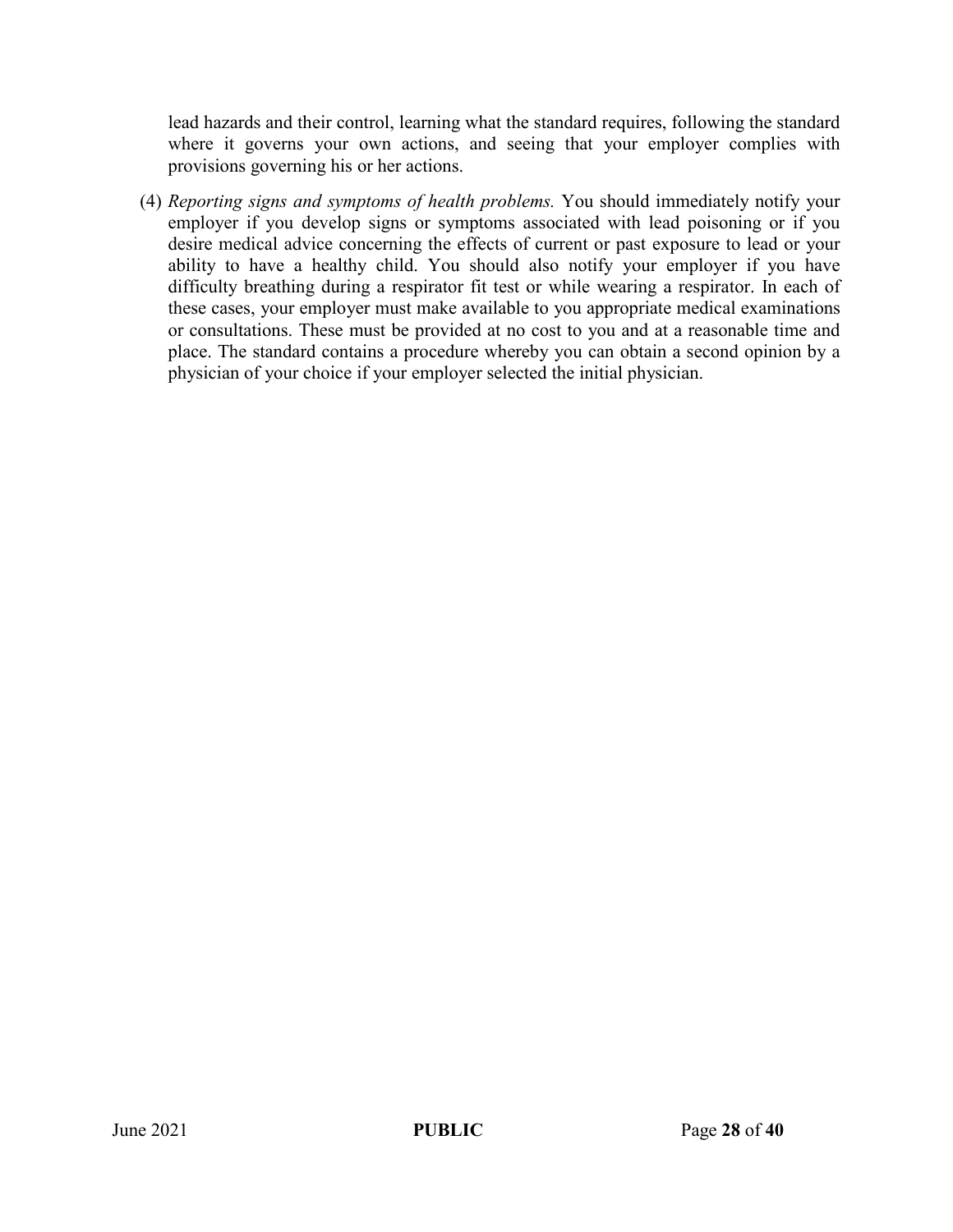lead hazards and their control, learning what the standard requires, following the standard where it governs your own actions, and seeing that your employer complies with provisions governing his or her actions.

(4) *Reporting signs and symptoms of health problems.* You should immediately notify your employer if you develop signs or symptoms associated with lead poisoning or if you desire medical advice concerning the effects of current or past exposure to lead or your ability to have a healthy child. You should also notify your employer if you have difficulty breathing during a respirator fit test or while wearing a respirator. In each of these cases, your employer must make available to you appropriate medical examinations or consultations. These must be provided at no cost to you and at a reasonable time and place. The standard contains a procedure whereby you can obtain a second opinion by a physician of your choice if your employer selected the initial physician.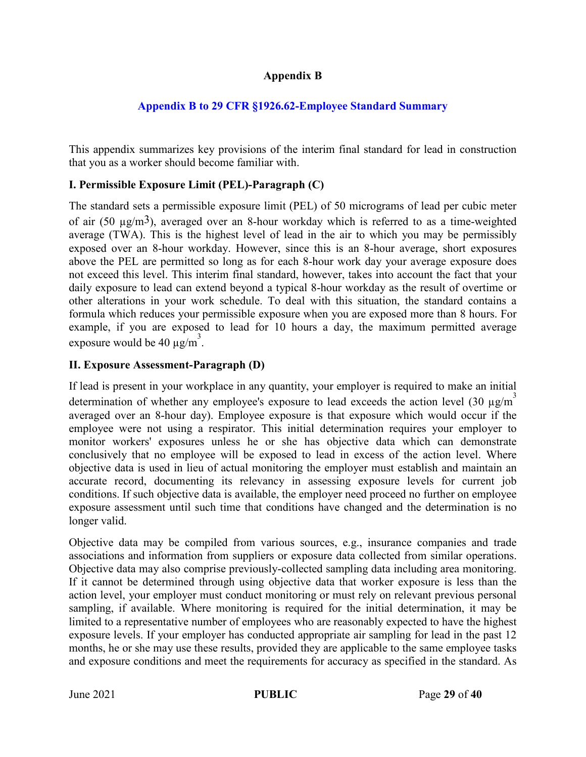## Appendix B

### Appendix B to 29 CFR §1926.62-Employee Standard Summary

This appendix summarizes key provisions of the interim final standard for lead in construction that you as a worker should become familiar with.

**I. Permissible Exposure Limit (PEL)-Paragraph (C)**

The standard sets a permissible exposure limit (PEL) of 50 micrograms of lead per cubic meter of air (50 $\mu g/m^3$), averaged over an 8-hour workday which is referred to as a time-weighted average (TWA). This is the highest level of lead in the air to which you may be permissibly exposed over an 8-hour workday. However, since this is an 8-hour average, short exposures above the PEL are permitted so long as for each 8-hour work day your average exposure does not exceed this level. This interim final standard, however, takes into account the fact that your daily exposure to lead can extend beyond a typical 8-hour workday as the result of overtime or other alterations in your work schedule. To deal with this situation, the standard contains a formula which reduces your permissible exposure when you are exposed more than 8 hours. For example, if you are exposed to lead for 10 hours a day, the maximum permitted average exposure would be 40 $\mu g/m^3$.

**II. Exposure Assessment-Paragraph (D)**

If lead is present in your workplace in any quantity, your employer is required to make an initial determination of whether any employee's exposure to lead exceeds the action level (30 $\mu g/m^3$ averaged over an 8-hour day). Employee exposure is that exposure which would occur if the employee were not using a respirator. This initial determination requires your employer to monitor workers' exposures unless he or she has objective data which can demonstrate conclusively that no employee will be exposed to lead in excess of the action level. Where objective data is used in lieu of actual monitoring the employer must establish and maintain an accurate record, documenting its relevancy in assessing exposure levels for current job conditions. If such objective data is available, the employer need proceed no further on employee exposure assessment until such time that conditions have changed and the determination is no longer valid.

Objective data may be compiled from various sources, e.g., insurance companies and trade associations and information from suppliers or exposure data collected from similar operations. Objective data may also comprise previously-collected sampling data including area monitoring. If it cannot be determined through using objective data that worker exposure is less than the action level, your employer must conduct monitoring or must rely on relevant previous personal sampling, if available. Where monitoring is required for the initial determination, it may be limited to a representative number of employees who are reasonably expected to have the highest exposure levels. If your employer has conducted appropriate air sampling for lead in the past 12 months, he or she may use these results, provided they are applicable to the same employee tasks and exposure conditions and meet the requirements for accuracy as specified in the standard. As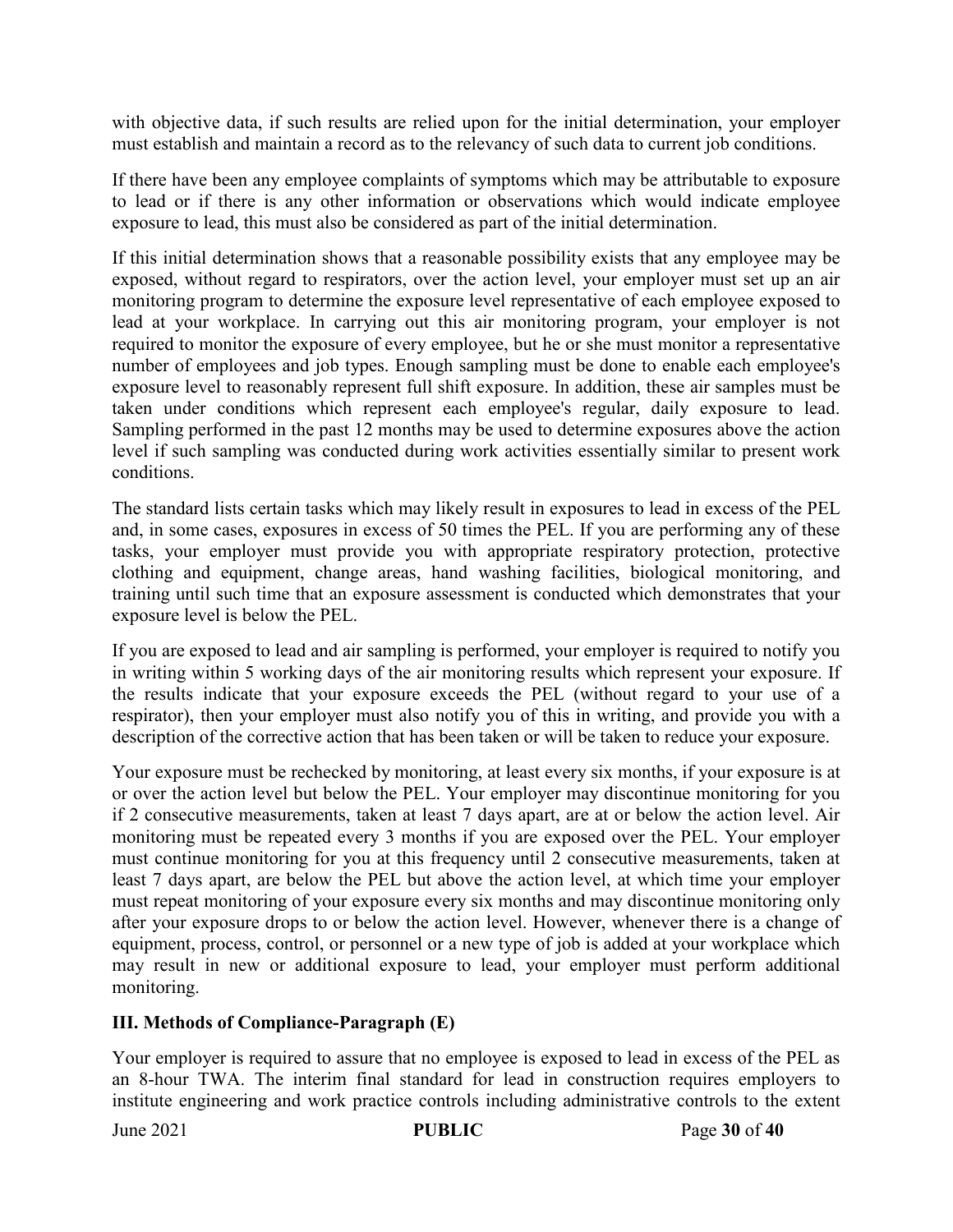with objective data, if such results are relied upon for the initial determination, your employer must establish and maintain a record as to the relevancy of such data to current job conditions.

If there have been any employee complaints of symptoms which may be attributable to exposure to lead or if there is any other information or observations which would indicate employee exposure to lead, this must also be considered as part of the initial determination.

If this initial determination shows that a reasonable possibility exists that any employee may be exposed, without regard to respirators, over the action level, your employer must set up an air monitoring program to determine the exposure level representative of each employee exposed to lead at your workplace. In carrying out this air monitoring program, your employer is not required to monitor the exposure of every employee, but he or she must monitor a representative number of employees and job types. Enough sampling must be done to enable each employee's exposure level to reasonably represent full shift exposure. In addition, these air samples must be taken under conditions which represent each employee's regular, daily exposure to lead. Sampling performed in the past 12 months may be used to determine exposures above the action level if such sampling was conducted during work activities essentially similar to present work conditions.

The standard lists certain tasks which may likely result in exposures to lead in excess of the PEL and, in some cases, exposures in excess of 50 times the PEL. If you are performing any of these tasks, your employer must provide you with appropriate respiratory protection, protective clothing and equipment, change areas, hand washing facilities, biological monitoring, and training until such time that an exposure assessment is conducted which demonstrates that your exposure level is below the PEL.

If you are exposed to lead and air sampling is performed, your employer is required to notify you in writing within 5 working days of the air monitoring results which represent your exposure. If the results indicate that your exposure exceeds the PEL (without regard to your use of a respirator), then your employer must also notify you of this in writing, and provide you with a description of the corrective action that has been taken or will be taken to reduce your exposure.

Your exposure must be rechecked by monitoring, at least every six months, if your exposure is at or over the action level but below the PEL. Your employer may discontinue monitoring for you if 2 consecutive measurements, taken at least 7 days apart, are at or below the action level. Air monitoring must be repeated every 3 months if you are exposed over the PEL. Your employer must continue monitoring for you at this frequency until 2 consecutive measurements, taken at least 7 days apart, are below the PEL but above the action level, at which time your employer must repeat monitoring of your exposure every six months and may discontinue monitoring only after your exposure drops to or below the action level. However, whenever there is a change of equipment, process, control, or personnel or a new type of job is added at your workplace which may result in new or additional exposure to lead, your employer must perform additional monitoring.

### III. Methods of Compliance-Paragraph (E)

Your employer is required to assure that no employee is exposed to lead in excess of the PEL as an 8-hour TWA. The interim final standard for lead in construction requires employers to institute engineering and work practice controls including administrative controls to the extent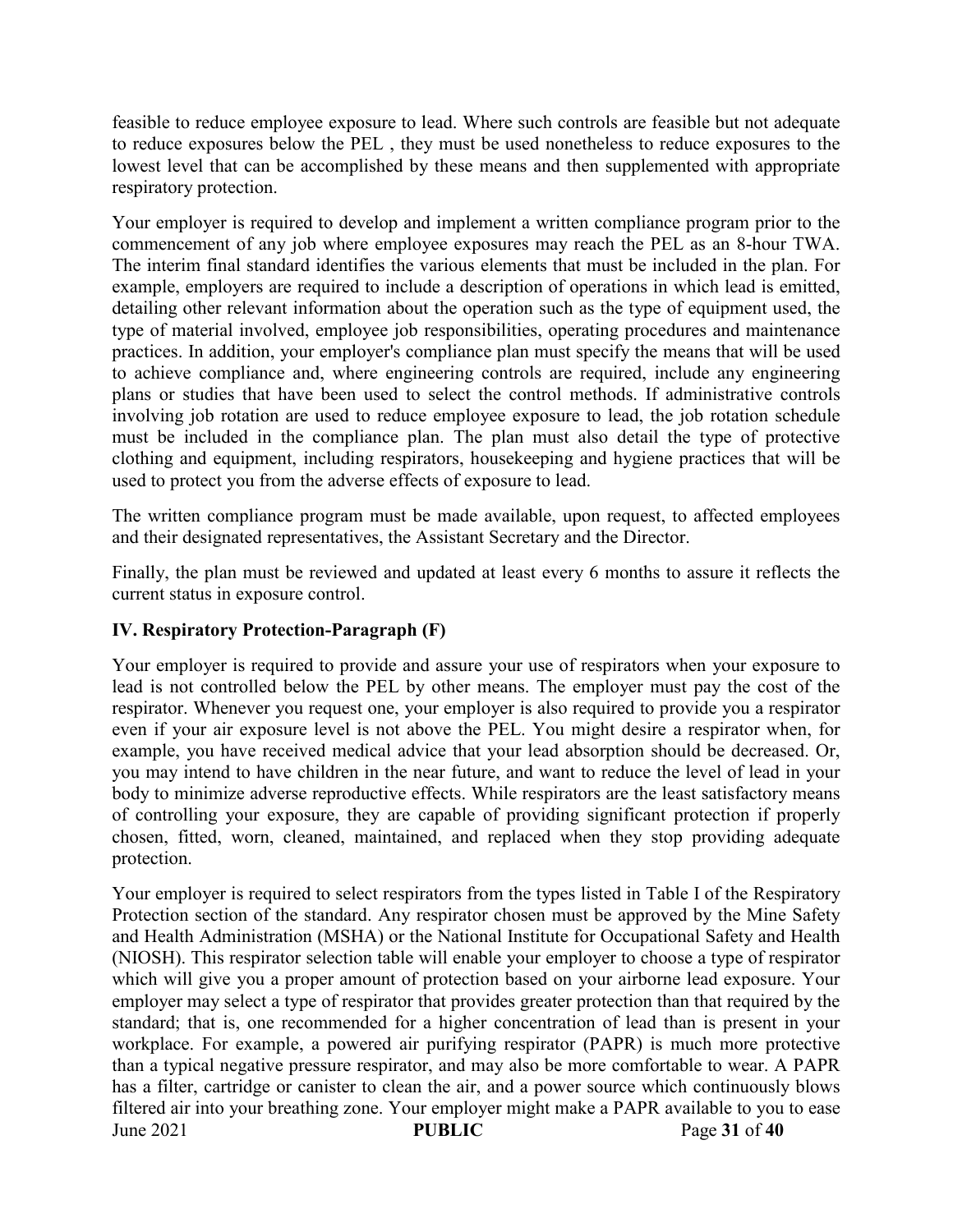feasible to reduce employee exposure to lead. Where such controls are feasible but not adequate to reduce exposures below the PEL , they must be used nonetheless to reduce exposures to the lowest level that can be accomplished by these means and then supplemented with appropriate respiratory protection.

Your employer is required to develop and implement a written compliance program prior to the commencement of any job where employee exposures may reach the PEL as an 8-hour TWA. The interim final standard identifies the various elements that must be included in the plan. For example, employers are required to include a description of operations in which lead is emitted, detailing other relevant information about the operation such as the type of equipment used, the type of material involved, employee job responsibilities, operating procedures and maintenance practices. In addition, your employer's compliance plan must specify the means that will be used to achieve compliance and, where engineering controls are required, include any engineering plans or studies that have been used to select the control methods. If administrative controls involving job rotation are used to reduce employee exposure to lead, the job rotation schedule must be included in the compliance plan. The plan must also detail the type of protective clothing and equipment, including respirators, housekeeping and hygiene practices that will be used to protect you from the adverse effects of exposure to lead.

The written compliance program must be made available, upon request, to affected employees and their designated representatives, the Assistant Secretary and the Director.

Finally, the plan must be reviewed and updated at least every 6 months to assure it reflects the current status in exposure control.

**IV. Respiratory Protection-Paragraph (F)**

Your employer is required to provide and assure your use of respirators when your exposure to lead is not controlled below the PEL by other means. The employer must pay the cost of the respirator. Whenever you request one, your employer is also required to provide you a respirator even if your air exposure level is not above the PEL. You might desire a respirator when, for example, you have received medical advice that your lead absorption should be decreased. Or, you may intend to have children in the near future, and want to reduce the level of lead in your body to minimize adverse reproductive effects. While respirators are the least satisfactory means of controlling your exposure, they are capable of providing significant protection if properly chosen, fitted, worn, cleaned, maintained, and replaced when they stop providing adequate protection.

Your employer is required to select respirators from the types listed in Table I of the Respiratory Protection section of the standard. Any respirator chosen must be approved by the Mine Safety and Health Administration (MSHA) or the National Institute for Occupational Safety and Health (NIOSH). This respirator selection table will enable your employer to choose a type of respirator which will give you a proper amount of protection based on your airborne lead exposure. Your employer may select a type of respirator that provides greater protection than that required by the standard; that is, one recommended for a higher concentration of lead than is present in your workplace. For example, a powered air purifying respirator (PAPR) is much more protective than a typical negative pressure respirator, and may also be more comfortable to wear. A PAPR has a filter, cartridge or canister to clean the air, and a power source which continuously blows filtered air into your breathing zone. Your employer might make a PAPR available to you to ease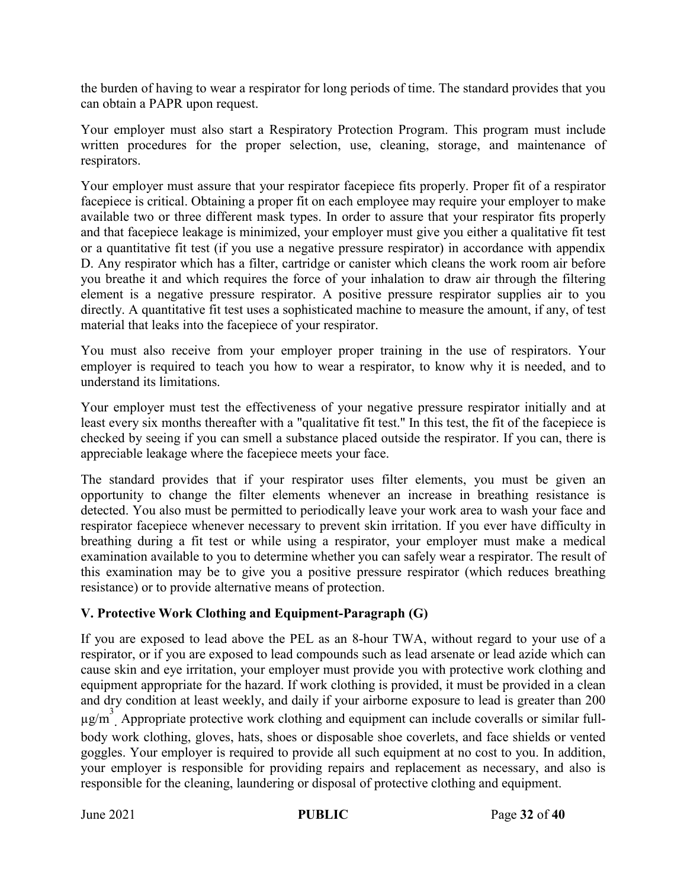the burden of having to wear a respirator for long periods of time. The standard provides that you can obtain a PAPR upon request.

Your employer must also start a Respiratory Protection Program. This program must include written procedures for the proper selection, use, cleaning, storage, and maintenance of respirators.

Your employer must assure that your respirator facepiece fits properly. Proper fit of a respirator facepiece is critical. Obtaining a proper fit on each employee may require your employer to make available two or three different mask types. In order to assure that your respirator fits properly and that facepiece leakage is minimized, your employer must give you either a qualitative fit test or a quantitative fit test (if you use a negative pressure respirator) in accordance with appendix D. Any respirator which has a filter, cartridge or canister which cleans the work room air before you breathe it and which requires the force of your inhalation to draw air through the filtering element is a negative pressure respirator. A positive pressure respirator supplies air to you directly. A quantitative fit test uses a sophisticated machine to measure the amount, if any, of test material that leaks into the facepiece of your respirator.

You must also receive from your employer proper training in the use of respirators. Your employer is required to teach you how to wear a respirator, to know why it is needed, and to understand its limitations.

Your employer must test the effectiveness of your negative pressure respirator initially and at least every six months thereafter with a "qualitative fit test." In this test, the fit of the facepiece is checked by seeing if you can smell a substance placed outside the respirator. If you can, there is appreciable leakage where the facepiece meets your face.

The standard provides that if your respirator uses filter elements, you must be given an opportunity to change the filter elements whenever an increase in breathing resistance is detected. You also must be permitted to periodically leave your work area to wash your face and respirator facepiece whenever necessary to prevent skin irritation. If you ever have difficulty in breathing during a fit test or while using a respirator, your employer must make a medical examination available to you to determine whether you can safely wear a respirator. The result of this examination may be to give you a positive pressure respirator (which reduces breathing resistance) or to provide alternative means of protection.

### V. Protective Work Clothing and Equipment-Paragraph (G)

If you are exposed to lead above the PEL as an 8-hour TWA, without regard to your use of a respirator, or if you are exposed to lead compounds such as lead arsenate or lead azide which can cause skin and eye irritation, your employer must provide you with protective work clothing and equipment appropriate for the hazard. If work clothing is provided, it must be provided in a clean and dry condition at least weekly, and daily if your airborne exposure to lead is greater than 200 $\mu g/m^3$. Appropriate protective work clothing and equipment can include coveralls or similar full-body work clothing, gloves, hats, shoes or disposable shoe coverlets, and face shields or vented goggles. Your employer is required to provide all such equipment at no cost to you. In addition, your employer is responsible for providing repairs and replacement as necessary, and also is responsible for the cleaning, laundering or disposal of protective clothing and equipment.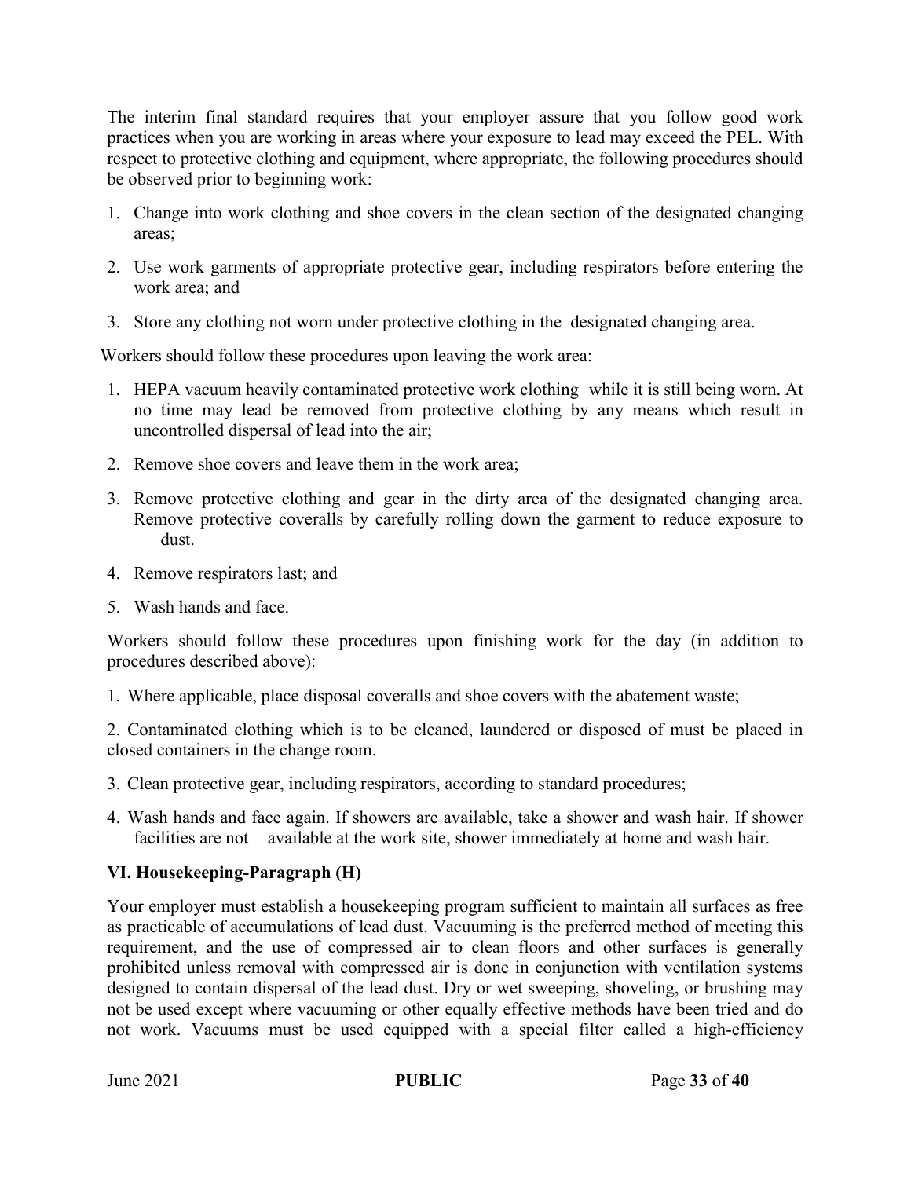The interim final standard requires that your employer assure that you follow good work practices when you are working in areas where your exposure to lead may exceed the PEL. With respect to protective clothing and equipment, where appropriate, the following procedures should be observed prior to beginning work:

1. Change into work clothing and shoe covers in the clean section of the designated changing areas;
2. Use work garments of appropriate protective gear, including respirators before entering the work area; and
3. Store any clothing not worn under protective clothing in the designated changing area.

Workers should follow these procedures upon leaving the work area:

1. HEPA vacuum heavily contaminated protective work clothing while it is still being worn. At no time may lead be removed from protective clothing by any means which result in uncontrolled dispersal of lead into the air;
2. Remove shoe covers and leave them in the work area;
3. Remove protective clothing and gear in the dirty area of the designated changing area. Remove protective coveralls by carefully rolling down the garment to reduce exposure to dust.
4. Remove respirators last; and
5. Wash hands and face.

Workers should follow these procedures upon finishing work for the day (in addition to procedures described above):

1. Where applicable, place disposal coveralls and shoe covers with the abatement waste;

2. Contaminated clothing which is to be cleaned, laundered or disposed of must be placed in closed containers in the change room.

3. Clean protective gear, including respirators, according to standard procedures;

4. Wash hands and face again. If showers are available, take a shower and wash hair. If shower facilities are not available at the work site, shower immediately at home and wash hair.

### VI. Housekeeping-Paragraph (H)

Your employer must establish a housekeeping program sufficient to maintain all surfaces as free as practicable of accumulations of lead dust. Vacuuming is the preferred method of meeting this requirement, and the use of compressed air to clean floors and other surfaces is generally prohibited unless removal with compressed air is done in conjunction with ventilation systems designed to contain dispersal of the lead dust. Dry or wet sweeping, shoveling, or brushing may not be used except where vacuuming or other equally effective methods have been tried and do not work. Vacuums must be used equipped with a special filter called a high-efficiency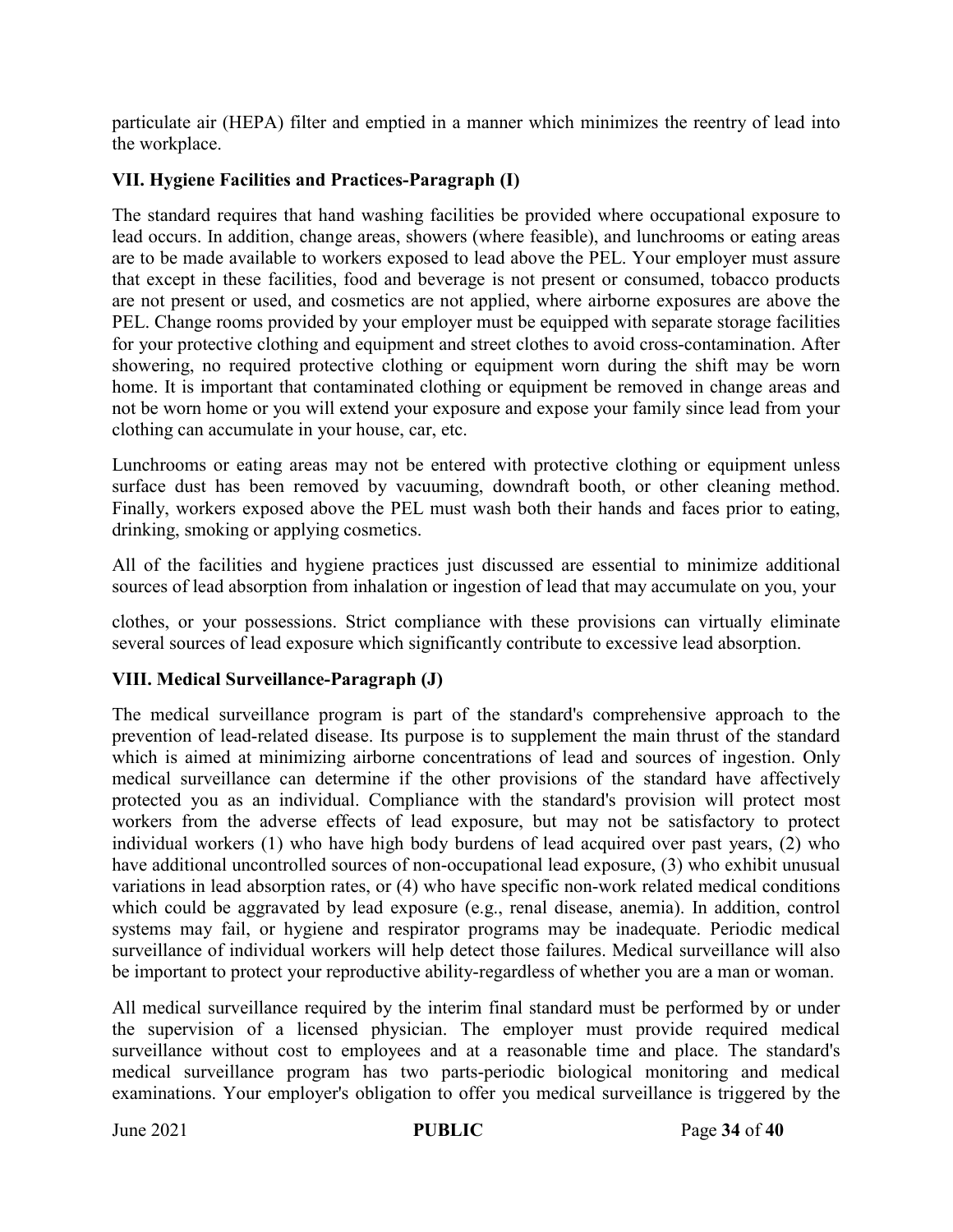particulate air (HEPA) filter and emptied in a manner which minimizes the reentry of lead into the workplace.

### VII. Hygiene Facilities and Practices-Paragraph (I)

The standard requires that hand washing facilities be provided where occupational exposure to lead occurs. In addition, change areas, showers (where feasible), and lunchrooms or eating areas are to be made available to workers exposed to lead above the PEL. Your employer must assure that except in these facilities, food and beverage is not present or consumed, tobacco products are not present or used, and cosmetics are not applied, where airborne exposures are above the PEL. Change rooms provided by your employer must be equipped with separate storage facilities for your protective clothing and equipment and street clothes to avoid cross-contamination. After showering, no required protective clothing or equipment worn during the shift may be worn home. It is important that contaminated clothing or equipment be removed in change areas and not be worn home or you will extend your exposure and expose your family since lead from your clothing can accumulate in your house, car, etc.

Lunchrooms or eating areas may not be entered with protective clothing or equipment unless surface dust has been removed by vacuuming, downdraft booth, or other cleaning method. Finally, workers exposed above the PEL must wash both their hands and faces prior to eating, drinking, smoking or applying cosmetics.

All of the facilities and hygiene practices just discussed are essential to minimize additional sources of lead absorption from inhalation or ingestion of lead that may accumulate on you, your clothes, or your possessions. Strict compliance with these provisions can virtually eliminate several sources of lead exposure which significantly contribute to excessive lead absorption.

### VIII. Medical Surveillance-Paragraph (J)

The medical surveillance program is part of the standard's comprehensive approach to the prevention of lead-related disease. Its purpose is to supplement the main thrust of the standard which is aimed at minimizing airborne concentrations of lead and sources of ingestion. Only medical surveillance can determine if the other provisions of the standard have affectively protected you as an individual. Compliance with the standard's provision will protect most workers from the adverse effects of lead exposure, but may not be satisfactory to protect individual workers (1) who have high body burdens of lead acquired over past years, (2) who have additional uncontrolled sources of non-occupational lead exposure, (3) who exhibit unusual variations in lead absorption rates, or (4) who have specific non-work related medical conditions which could be aggravated by lead exposure (e.g., renal disease, anemia). In addition, control systems may fail, or hygiene and respirator programs may be inadequate. Periodic medical surveillance of individual workers will help detect those failures. Medical surveillance will also be important to protect your reproductive ability-regardless of whether you are a man or woman.

All medical surveillance required by the interim final standard must be performed by or under the supervision of a licensed physician. The employer must provide required medical surveillance without cost to employees and at a reasonable time and place. The standard's medical surveillance program has two parts-periodic biological monitoring and medical examinations. Your employer's obligation to offer you medical surveillance is triggered by the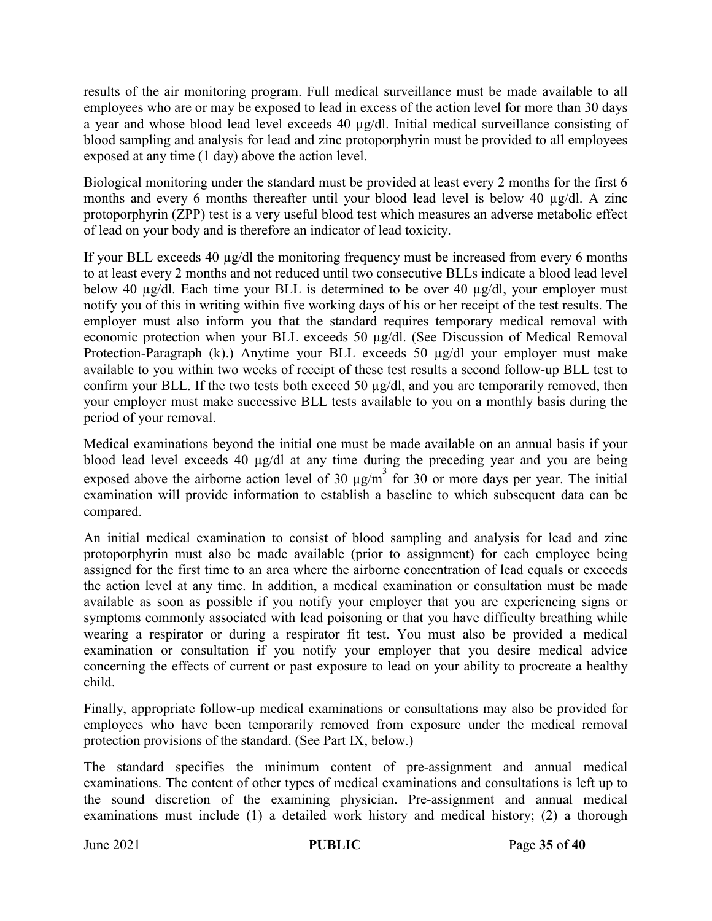results of the air monitoring program. Full medical surveillance must be made available to all employees who are or may be exposed to lead in excess of the action level for more than 30 days a year and whose blood lead level exceeds 40 µg/dl. Initial medical surveillance consisting of blood sampling and analysis for lead and zinc protoporphyrin must be provided to all employees exposed at any time (1 day) above the action level.

Biological monitoring under the standard must be provided at least every 2 months for the first 6 months and every 6 months thereafter until your blood lead level is below 40 µg/dl. A zinc protoporphyrin (ZPP) test is a very useful blood test which measures an adverse metabolic effect of lead on your body and is therefore an indicator of lead toxicity.

If your BLL exceeds 40 µg/dl the monitoring frequency must be increased from every 6 months to at least every 2 months and not reduced until two consecutive BLLs indicate a blood lead level below 40 µg/dl. Each time your BLL is determined to be over 40 µg/dl, your employer must notify you of this in writing within five working days of his or her receipt of the test results. The employer must also inform you that the standard requires temporary medical removal with economic protection when your BLL exceeds 50 µg/dl. (See Discussion of Medical Removal Protection-Paragraph (k).) Anytime your BLL exceeds 50 µg/dl your employer must make available to you within two weeks of receipt of these test results a second follow-up BLL test to confirm your BLL. If the two tests both exceed 50 µg/dl, and you are temporarily removed, then your employer must make successive BLL tests available to you on a monthly basis during the period of your removal.

Medical examinations beyond the initial one must be made available on an annual basis if your blood lead level exceeds 40 µg/dl at any time during the preceding year and you are being exposed above the airborne action level of 30 $\mu g/m^3$ for 30 or more days per year. The initial examination will provide information to establish a baseline to which subsequent data can be compared.

An initial medical examination to consist of blood sampling and analysis for lead and zinc protoporphyrin must also be made available (prior to assignment) for each employee being assigned for the first time to an area where the airborne concentration of lead equals or exceeds the action level at any time. In addition, a medical examination or consultation must be made available as soon as possible if you notify your employer that you are experiencing signs or symptoms commonly associated with lead poisoning or that you have difficulty breathing while wearing a respirator or during a respirator fit test. You must also be provided a medical examination or consultation if you notify your employer that you desire medical advice concerning the effects of current or past exposure to lead on your ability to procreate a healthy child.

Finally, appropriate follow-up medical examinations or consultations may also be provided for employees who have been temporarily removed from exposure under the medical removal protection provisions of the standard. (See Part IX, below.)

The standard specifies the minimum content of pre-assignment and annual medical examinations. The content of other types of medical examinations and consultations is left up to the sound discretion of the examining physician. Pre-assignment and annual medical examinations must include (1) a detailed work history and medical history; (2) a thorough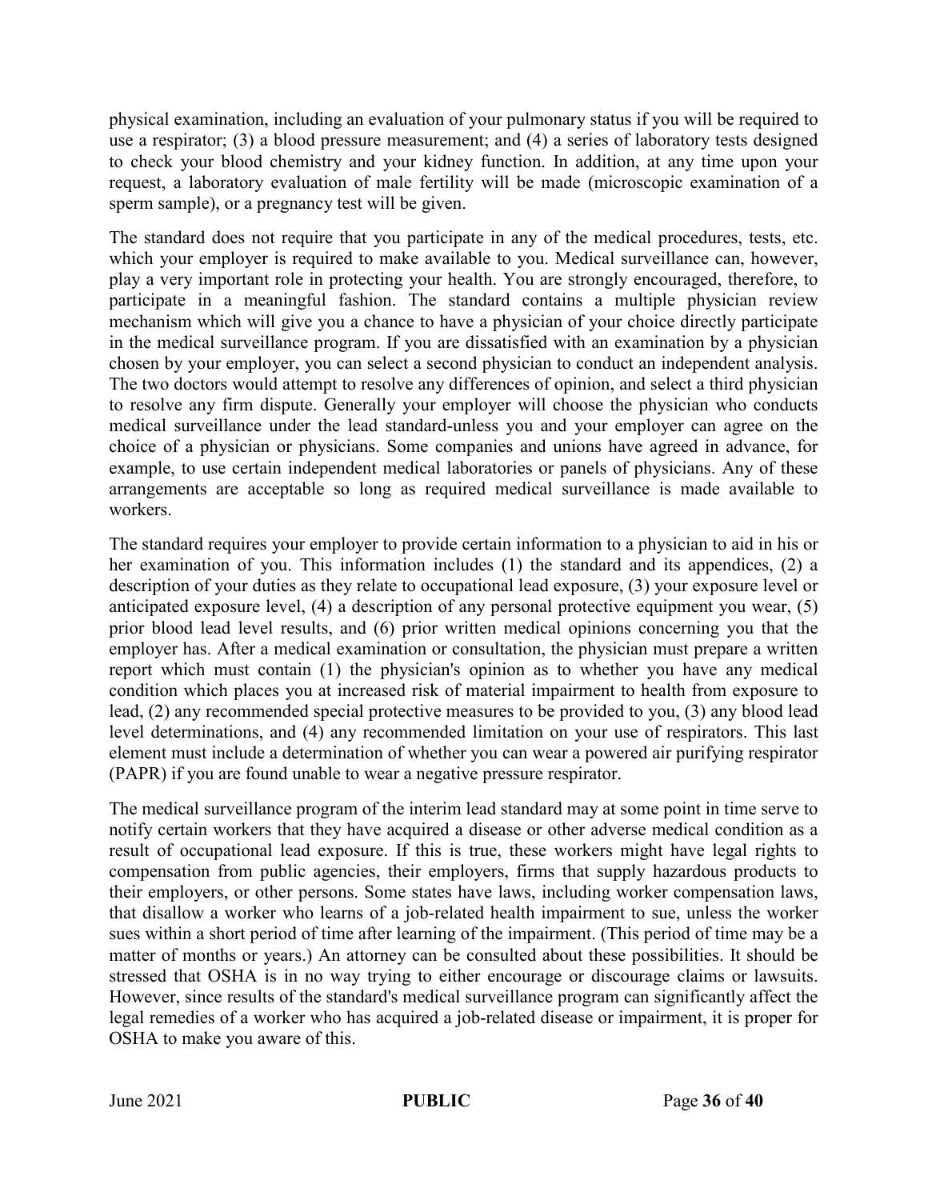physical examination, including an evaluation of your pulmonary status if you will be required to use a respirator; (3) a blood pressure measurement; and (4) a series of laboratory tests designed to check your blood chemistry and your kidney function. In addition, at any time upon your request, a laboratory evaluation of male fertility will be made (microscopic examination of a sperm sample), or a pregnancy test will be given.

The standard does not require that you participate in any of the medical procedures, tests, etc. which your employer is required to make available to you. Medical surveillance can, however, play a very important role in protecting your health. You are strongly encouraged, therefore, to participate in a meaningful fashion. The standard contains a multiple physician review mechanism which will give you a chance to have a physician of your choice directly participate in the medical surveillance program. If you are dissatisfied with an examination by a physician chosen by your employer, you can select a second physician to conduct an independent analysis. The two doctors would attempt to resolve any differences of opinion, and select a third physician to resolve any firm dispute. Generally your employer will choose the physician who conducts medical surveillance under the lead standard-unless you and your employer can agree on the choice of a physician or physicians. Some companies and unions have agreed in advance, for example, to use certain independent medical laboratories or panels of physicians. Any of these arrangements are acceptable so long as required medical surveillance is made available to workers.

The standard requires your employer to provide certain information to a physician to aid in his or her examination of you. This information includes (1) the standard and its appendices, (2) a description of your duties as they relate to occupational lead exposure, (3) your exposure level or anticipated exposure level, (4) a description of any personal protective equipment you wear, (5) prior blood lead level results, and (6) prior written medical opinions concerning you that the employer has. After a medical examination or consultation, the physician must prepare a written report which must contain (1) the physician's opinion as to whether you have any medical condition which places you at increased risk of material impairment to health from exposure to lead, (2) any recommended special protective measures to be provided to you, (3) any blood lead level determinations, and (4) any recommended limitation on your use of respirators. This last element must include a determination of whether you can wear a powered air purifying respirator (PAPR) if you are found unable to wear a negative pressure respirator.

The medical surveillance program of the interim lead standard may at some point in time serve to notify certain workers that they have acquired a disease or other adverse medical condition as a result of occupational lead exposure. If this is true, these workers might have legal rights to compensation from public agencies, their employers, firms that supply hazardous products to their employers, or other persons. Some states have laws, including worker compensation laws, that disallow a worker who learns of a job-related health impairment to sue, unless the worker sues within a short period of time after learning of the impairment. (This period of time may be a matter of months or years.) An attorney can be consulted about these possibilities. It should be stressed that OSHA is in no way trying to either encourage or discourage claims or lawsuits. However, since results of the standard's medical surveillance program can significantly affect the legal remedies of a worker who has acquired a job-related disease or impairment, it is proper for OSHA to make you aware of this.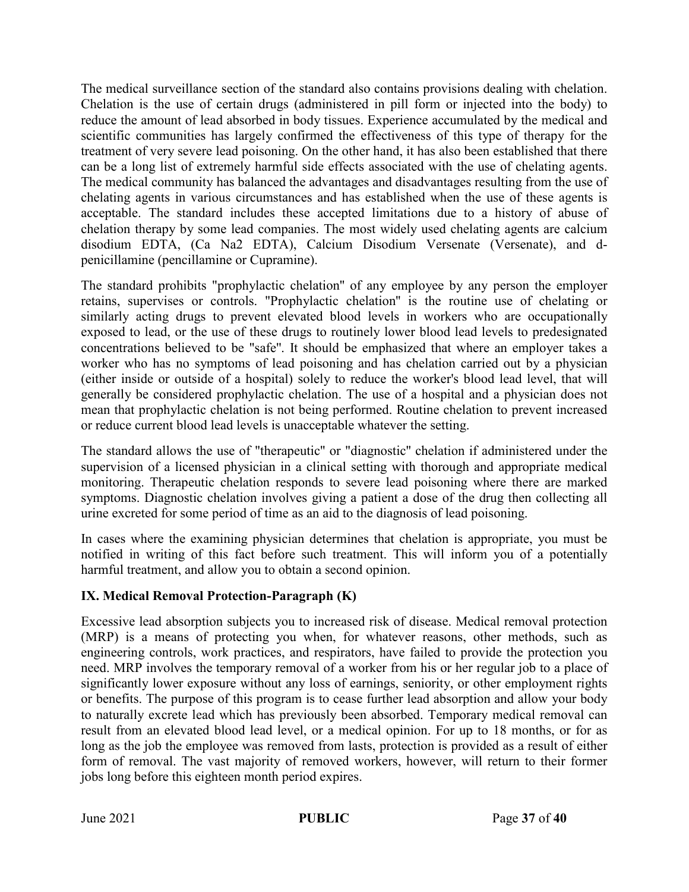The medical surveillance section of the standard also contains provisions dealing with chelation. Chelation is the use of certain drugs (administered in pill form or injected into the body) to reduce the amount of lead absorbed in body tissues. Experience accumulated by the medical and scientific communities has largely confirmed the effectiveness of this type of therapy for the treatment of very severe lead poisoning. On the other hand, it has also been established that there can be a long list of extremely harmful side effects associated with the use of chelating agents. The medical community has balanced the advantages and disadvantages resulting from the use of chelating agents in various circumstances and has established when the use of these agents is acceptable. The standard includes these accepted limitations due to a history of abuse of chelation therapy by some lead companies. The most widely used chelating agents are calcium disodium EDTA, (Ca Na2 EDTA), Calcium Disodium Versenate (Versenate), and d-penicillamine (pencillamine or Cupramine).

The standard prohibits "prophylactic chelation" of any employee by any person the employer retains, supervises or controls. "Prophylactic chelation" is the routine use of chelating or similarly acting drugs to prevent elevated blood levels in workers who are occupationally exposed to lead, or the use of these drugs to routinely lower blood lead levels to predesignated concentrations believed to be "safe". It should be emphasized that where an employer takes a worker who has no symptoms of lead poisoning and has chelation carried out by a physician (either inside or outside of a hospital) solely to reduce the worker's blood lead level, that will generally be considered prophylactic chelation. The use of a hospital and a physician does not mean that prophylactic chelation is not being performed. Routine chelation to prevent increased or reduce current blood lead levels is unacceptable whatever the setting.

The standard allows the use of "therapeutic" or "diagnostic" chelation if administered under the supervision of a licensed physician in a clinical setting with thorough and appropriate medical monitoring. Therapeutic chelation responds to severe lead poisoning where there are marked symptoms. Diagnostic chelation involves giving a patient a dose of the drug then collecting all urine excreted for some period of time as an aid to the diagnosis of lead poisoning.

In cases where the examining physician determines that chelation is appropriate, you must be notified in writing of this fact before such treatment. This will inform you of a potentially harmful treatment, and allow you to obtain a second opinion.

## IX. Medical Removal Protection-Paragraph (K)

Excessive lead absorption subjects you to increased risk of disease. Medical removal protection (MRP) is a means of protecting you when, for whatever reasons, other methods, such as engineering controls, work practices, and respirators, have failed to provide the protection you need. MRP involves the temporary removal of a worker from his or her regular job to a place of significantly lower exposure without any loss of earnings, seniority, or other employment rights or benefits. The purpose of this program is to cease further lead absorption and allow your body to naturally excrete lead which has previously been absorbed. Temporary medical removal can result from an elevated blood lead level, or a medical opinion. For up to 18 months, or for as long as the job the employee was removed from lasts, protection is provided as a result of either form of removal. The vast majority of removed workers, however, will return to their former jobs long before this eighteen month period expires.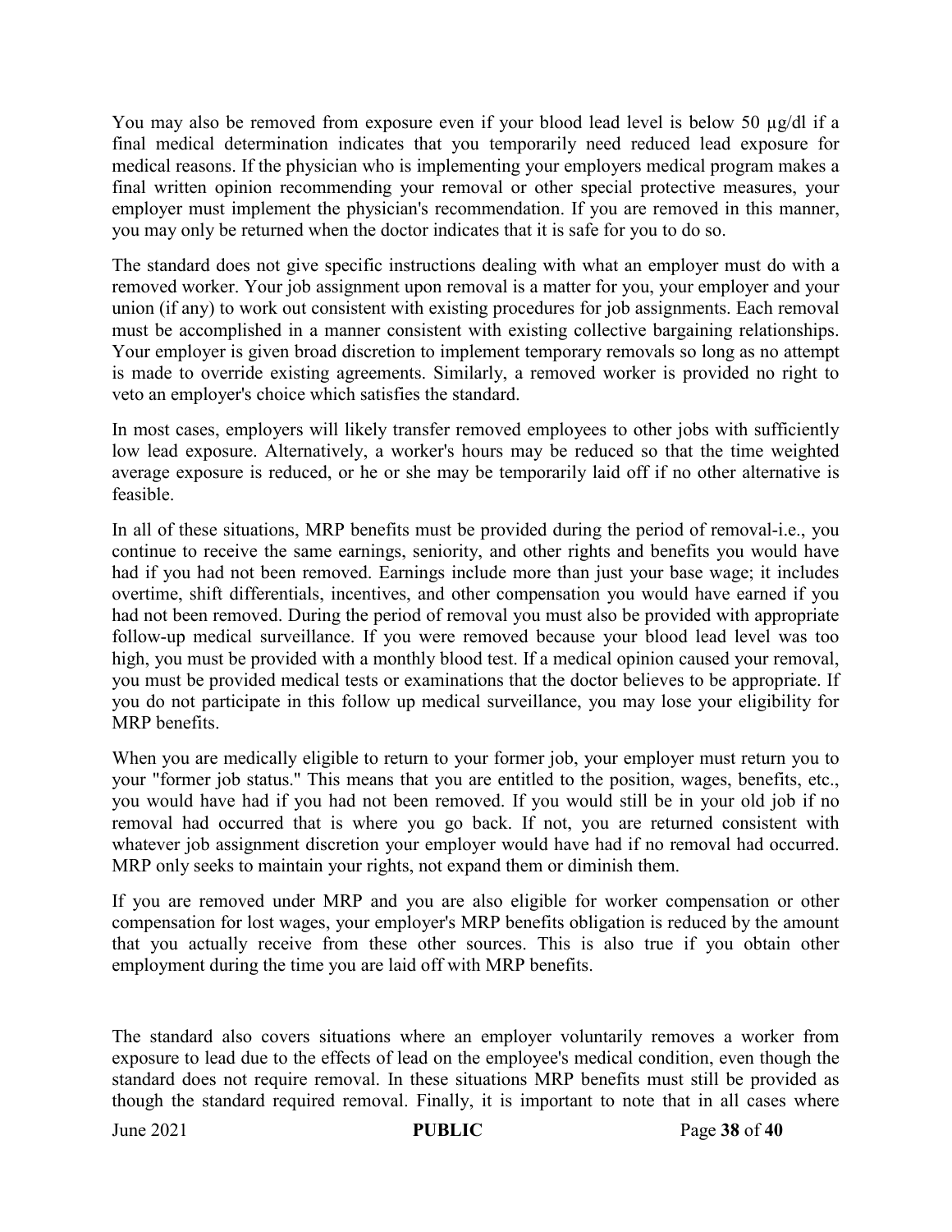You may also be removed from exposure even if your blood lead level is below 50 µg/dl if a final medical determination indicates that you temporarily need reduced lead exposure for medical reasons. If the physician who is implementing your employers medical program makes a final written opinion recommending your removal or other special protective measures, your employer must implement the physician's recommendation. If you are removed in this manner, you may only be returned when the doctor indicates that it is safe for you to do so.

The standard does not give specific instructions dealing with what an employer must do with a removed worker. Your job assignment upon removal is a matter for you, your employer and your union (if any) to work out consistent with existing procedures for job assignments. Each removal must be accomplished in a manner consistent with existing collective bargaining relationships. Your employer is given broad discretion to implement temporary removals so long as no attempt is made to override existing agreements. Similarly, a removed worker is provided no right to veto an employer's choice which satisfies the standard.

In most cases, employers will likely transfer removed employees to other jobs with sufficiently low lead exposure. Alternatively, a worker's hours may be reduced so that the time weighted average exposure is reduced, or he or she may be temporarily laid off if no other alternative is feasible.

In all of these situations, MRP benefits must be provided during the period of removal-i.e., you continue to receive the same earnings, seniority, and other rights and benefits you would have had if you had not been removed. Earnings include more than just your base wage; it includes overtime, shift differentials, incentives, and other compensation you would have earned if you had not been removed. During the period of removal you must also be provided with appropriate follow-up medical surveillance. If you were removed because your blood lead level was too high, you must be provided with a monthly blood test. If a medical opinion caused your removal, you must be provided medical tests or examinations that the doctor believes to be appropriate. If you do not participate in this follow up medical surveillance, you may lose your eligibility for MRP benefits.

When you are medically eligible to return to your former job, your employer must return you to your "former job status." This means that you are entitled to the position, wages, benefits, etc., you would have had if you had not been removed. If you would still be in your old job if no removal had occurred that is where you go back. If not, you are returned consistent with whatever job assignment discretion your employer would have had if no removal had occurred. MRP only seeks to maintain your rights, not expand them or diminish them.

If you are removed under MRP and you are also eligible for worker compensation or other compensation for lost wages, your employer's MRP benefits obligation is reduced by the amount that you actually receive from these other sources. This is also true if you obtain other employment during the time you are laid off with MRP benefits.

The standard also covers situations where an employer voluntarily removes a worker from exposure to lead due to the effects of lead on the employee's medical condition, even though the standard does not require removal. In these situations MRP benefits must still be provided as though the standard required removal. Finally, it is important to note that in all cases where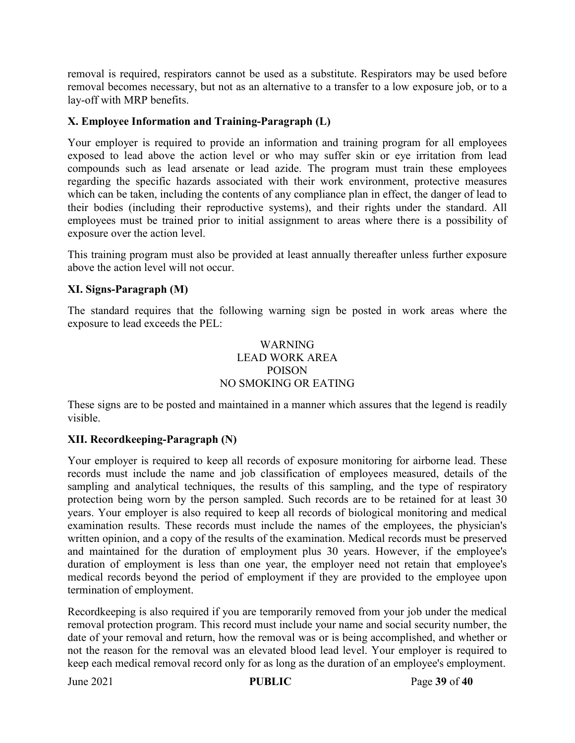removal is required, respirators cannot be used as a substitute. Respirators may be used before removal becomes necessary, but not as an alternative to a transfer to a low exposure job, or to a lay-off with MRP benefits.

### X. Employee Information and Training-Paragraph (L)

Your employer is required to provide an information and training program for all employees exposed to lead above the action level or who may suffer skin or eye irritation from lead compounds such as lead arsenate or lead azide. The program must train these employees regarding the specific hazards associated with their work environment, protective measures which can be taken, including the contents of any compliance plan in effect, the danger of lead to their bodies (including their reproductive systems), and their rights under the standard. All employees must be trained prior to initial assignment to areas where there is a possibility of exposure over the action level.

This training program must also be provided at least annually thereafter unless further exposure above the action level will not occur.

### XI. Signs-Paragraph (M)

The standard requires that the following warning sign be posted in work areas where the exposure to lead exceeds the PEL:

WARNING
LEAD WORK AREA
POISON
NO SMOKING OR EATING

These signs are to be posted and maintained in a manner which assures that the legend is readily visible.

### XII. Recordkeeping-Paragraph (N)

Your employer is required to keep all records of exposure monitoring for airborne lead. These records must include the name and job classification of employees measured, details of the sampling and analytical techniques, the results of this sampling, and the type of respiratory protection being worn by the person sampled. Such records are to be retained for at least 30 years. Your employer is also required to keep all records of biological monitoring and medical examination results. These records must include the names of the employees, the physician's written opinion, and a copy of the results of the examination. Medical records must be preserved and maintained for the duration of employment plus 30 years. However, if the employee's duration of employment is less than one year, the employer need not retain that employee's medical records beyond the period of employment if they are provided to the employee upon termination of employment.

Recordkeeping is also required if you are temporarily removed from your job under the medical removal protection program. This record must include your name and social security number, the date of your removal and return, how the removal was or is being accomplished, and whether or not the reason for the removal was an elevated blood lead level. Your employer is required to keep each medical removal record only for as long as the duration of an employee's employment.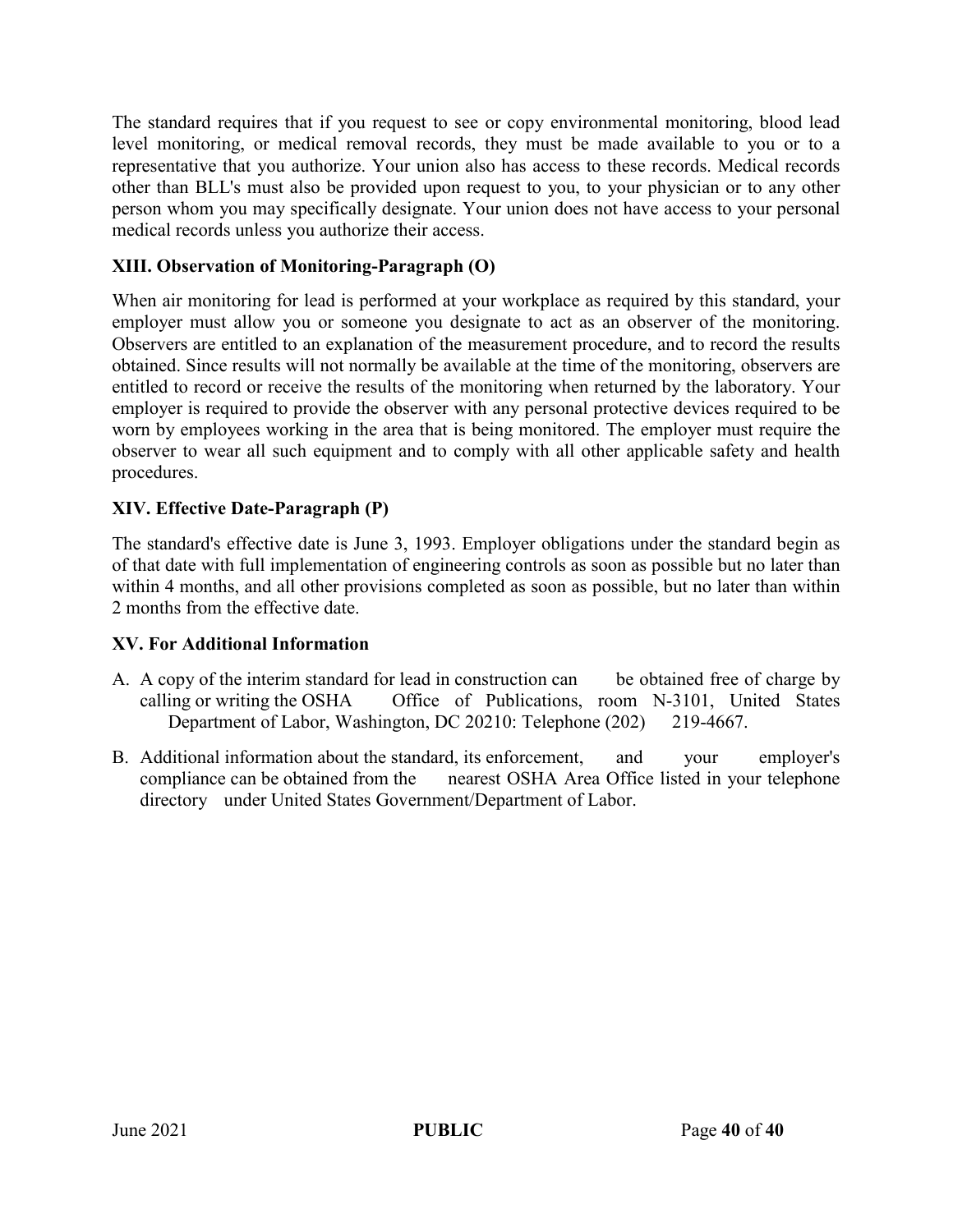The standard requires that if you request to see or copy environmental monitoring, blood lead level monitoring, or medical removal records, they must be made available to you or to a representative that you authorize. Your union also has access to these records. Medical records other than BLL's must also be provided upon request to you, to your physician or to any other person whom you may specifically designate. Your union does not have access to your personal medical records unless you authorize their access.

### XIII. Observation of Monitoring-Paragraph (O)

When air monitoring for lead is performed at your workplace as required by this standard, your employer must allow you or someone you designate to act as an observer of the monitoring. Observers are entitled to an explanation of the measurement procedure, and to record the results obtained. Since results will not normally be available at the time of the monitoring, observers are entitled to record or receive the results of the monitoring when returned by the laboratory. Your employer is required to provide the observer with any personal protective devices required to be worn by employees working in the area that is being monitored. The employer must require the observer to wear all such equipment and to comply with all other applicable safety and health procedures.

### XIV. Effective Date-Paragraph (P)

The standard's effective date is June 3, 1993. Employer obligations under the standard begin as of that date with full implementation of engineering controls as soon as possible but no later than within 4 months, and all other provisions completed as soon as possible, but no later than within 2 months from the effective date.

### XV. For Additional Information

A. A copy of the interim standard for lead in construction can be obtained free of charge by calling or writing the OSHA Office of Publications, room N-3101, United States Department of Labor, Washington, DC 20210: Telephone (202) 219-4667.

B. Additional information about the standard, its enforcement, and your employer's compliance can be obtained from the nearest OSHA Area Office listed in your telephone directory under United States Government/Department of Labor.